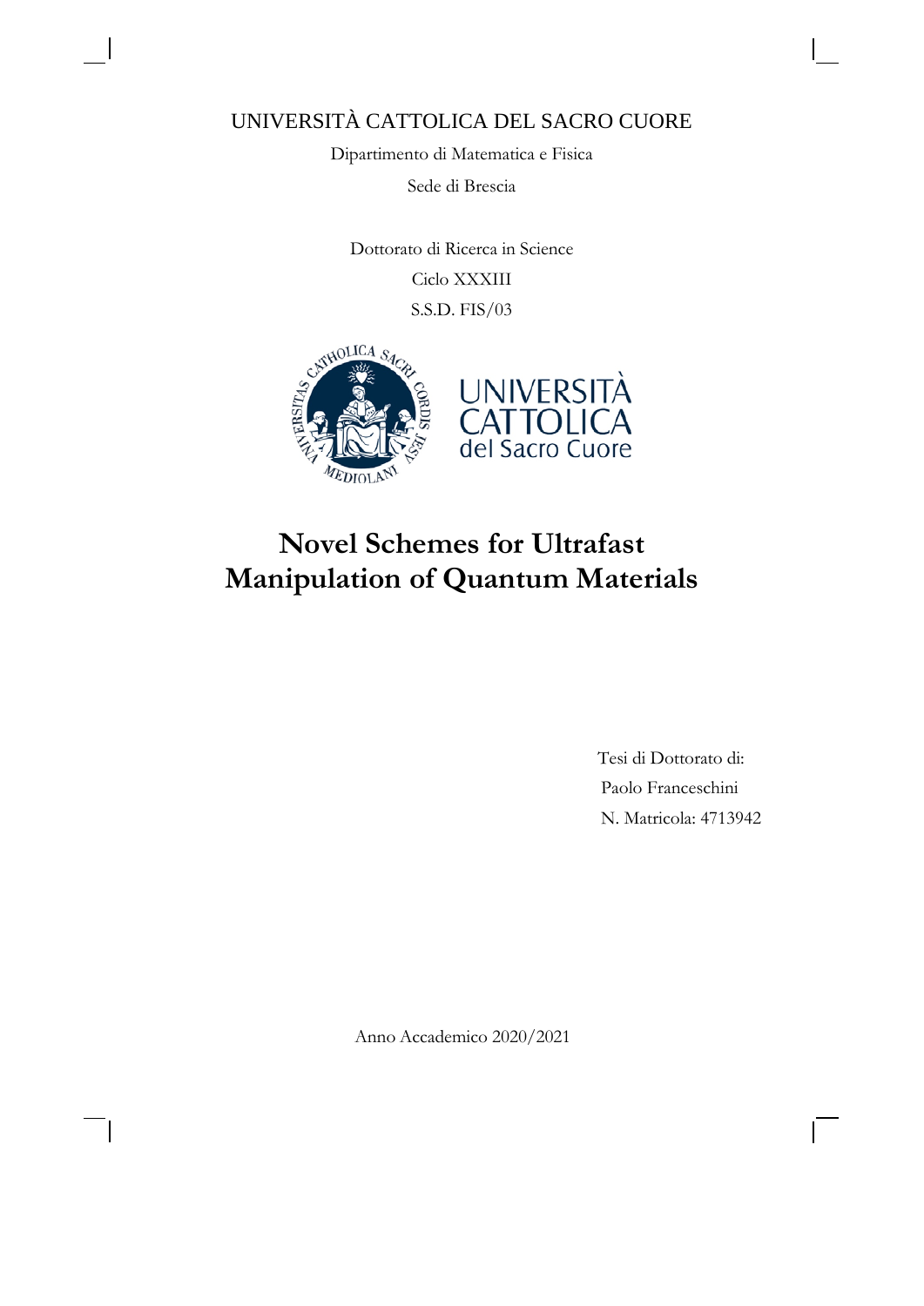UNIVERSITÀ CATTOLICA DEL SACRO CUORE

Dipartimento di Matematica e Fisica

Sede di Brescia

Dottorato di Ricerca in Science

Ciclo XXXIII

S.S.D. FIS/03

# Novel Schemes for Ultrafast Manipulation of Quantum Materials

Tesi di Dottorato di:

Paolo Franceschini

N. Matricola: 4713942

Anno Accademico 2020/2021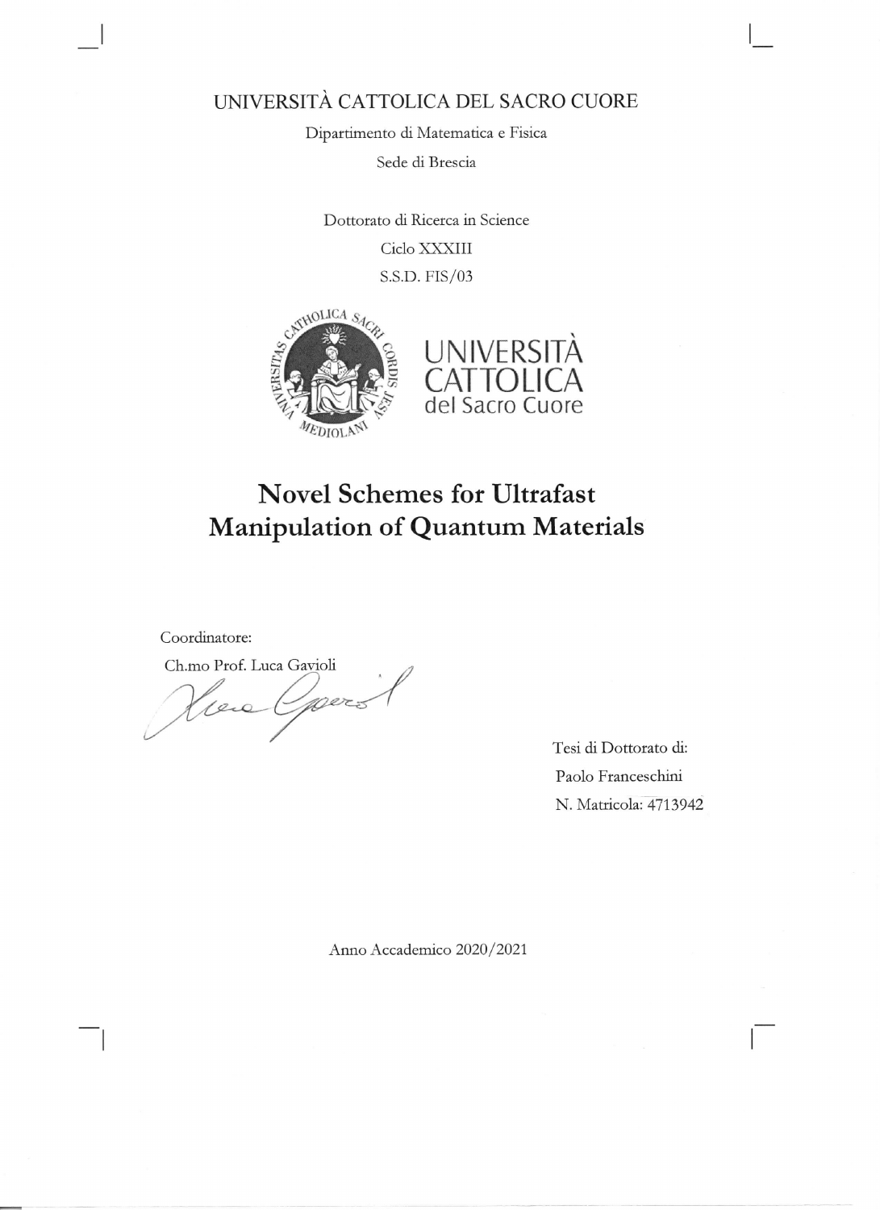UNIVERSITÀ CATTOLICA DEL SACRO CUORE

Dipartimento di Matematica e Fisica

Sede di Brescia

Dottorato di Ricerca in Science

Ciclo XXXIII

S.S.D. FIS/03

UNIVERSITÀ CATTOLICA del Sacro Cuore

# Novel Schemes for Ultrafast Manipulation of Quantum Materials

Coordinatore:

Ch.mo Prof. Luca Gavioli

Tesi di Dottorato di:

Paolo Franceschini

N. Matricola: 4713942

Anno Accademico 2020/2021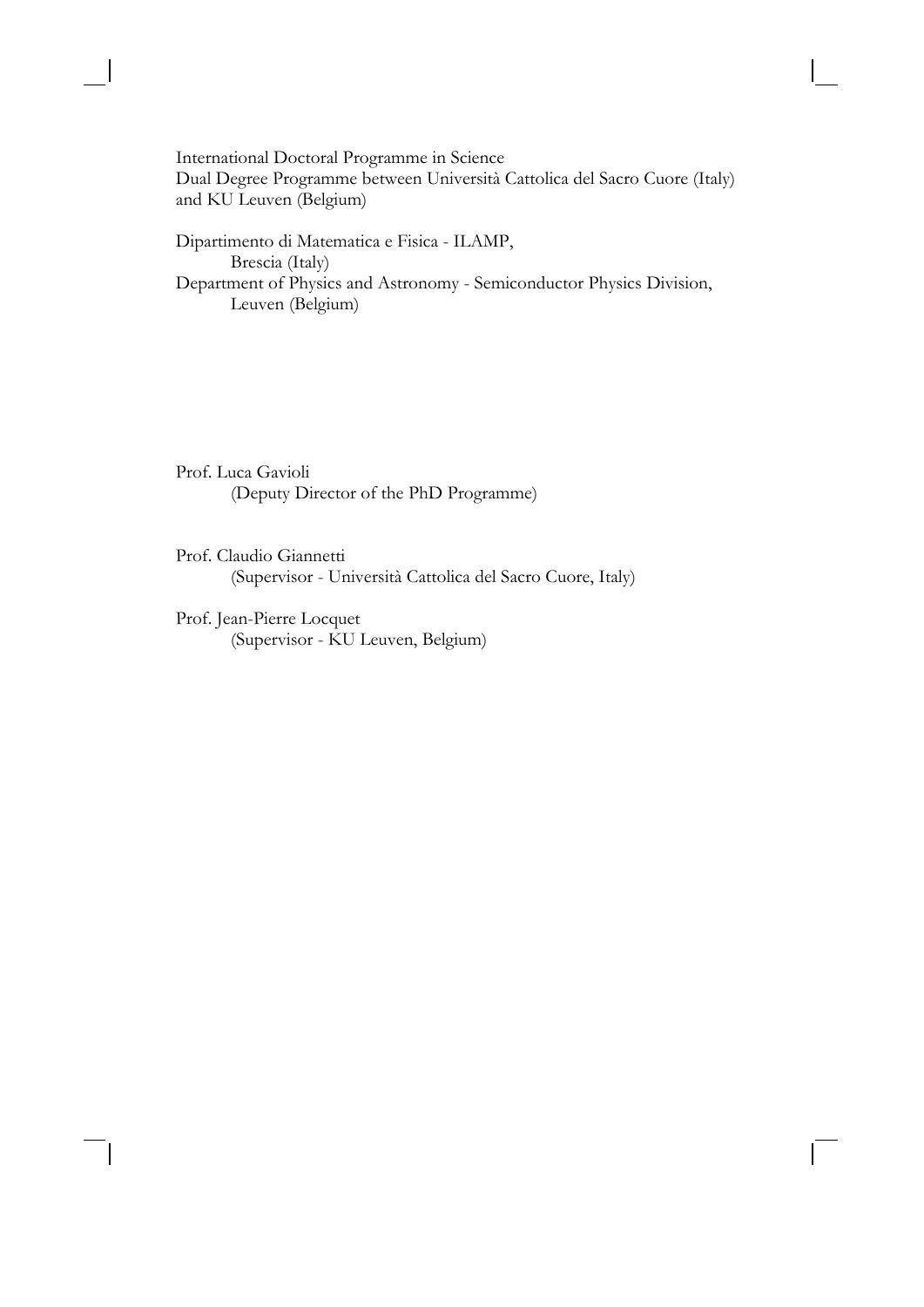International Doctoral Programme in Science
Dual Degree Programme between Università Cattolica del Sacro Cuore (Italy) and KU Leuven (Belgium)

Dipartimento di Matematica e Fisica - ILAMP,
Brescia (Italy)
Department of Physics and Astronomy - Semiconductor Physics Division,
Leuven (Belgium)

Prof. Luca Gavioli
(Deputy Director of the PhD Programme)

Prof. Claudio Giannetti
(Supervisor - Università Cattolica del Sacro Cuore, Italy)

Prof. Jean-Pierre Locquet
(Supervisor - KU Leuven, Belgium)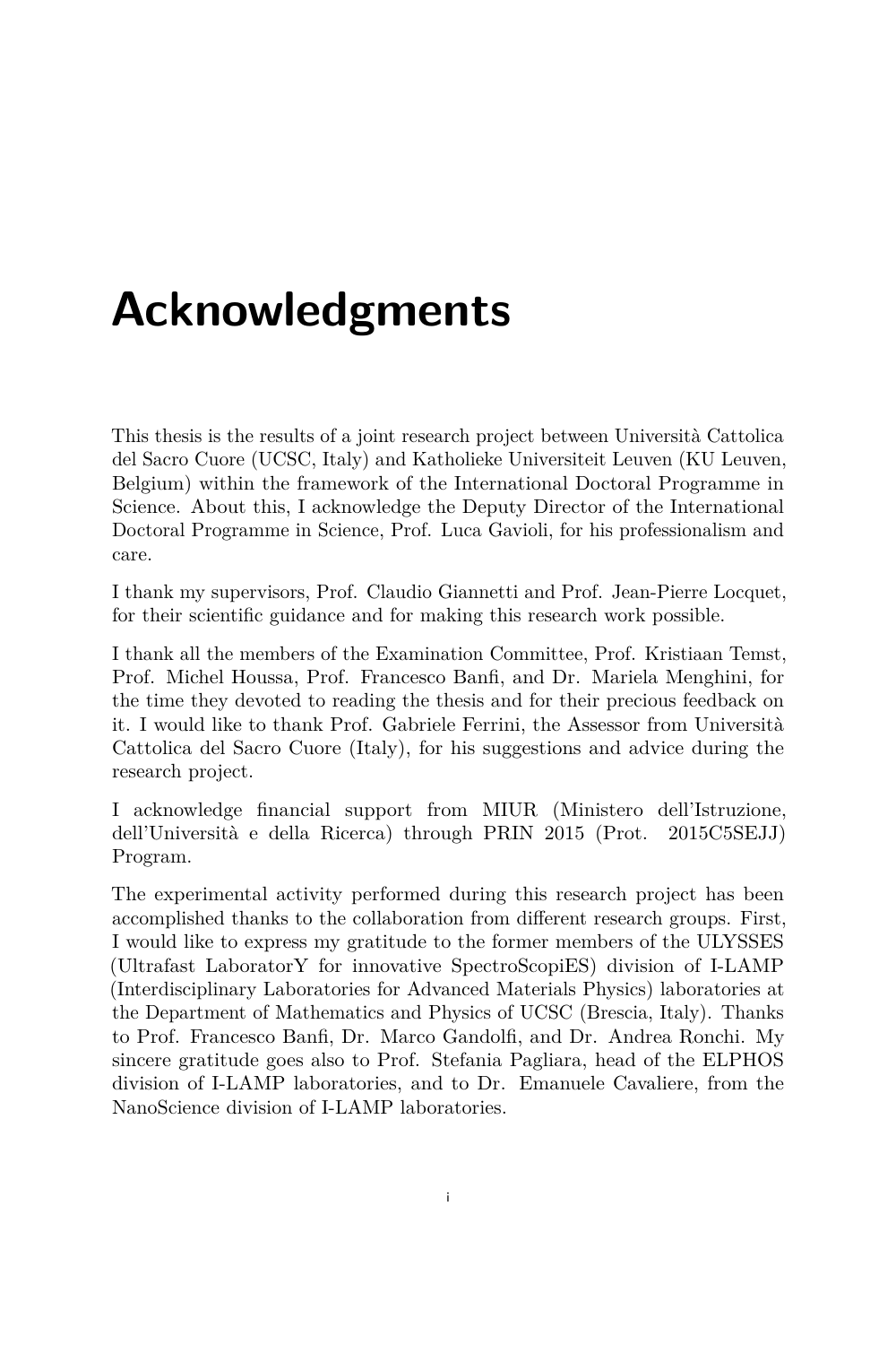# Acknowledgments

This thesis is the results of a joint research project between Università Cattolica del Sacro Cuore (UCSC, Italy) and Katholieke Universiteit Leuven (KU Leuven, Belgium) within the framework of the International Doctoral Programme in Science. About this, I acknowledge the Deputy Director of the International Doctoral Programme in Science, Prof. Luca Gavioli, for his professionalism and care.

I thank my supervisors, Prof. Claudio Giannetti and Prof. Jean-Pierre Locquet, for their scientific guidance and for making this research work possible.

I thank all the members of the Examination Committee, Prof. Kristiaan Temst, Prof. Michel Houssa, Prof. Francesco Banfi, and Dr. Mariela Menghini, for the time they devoted to reading the thesis and for their precious feedback on it. I would like to thank Prof. Gabriele Ferrini, the Assessor from Università Cattolica del Sacro Cuore (Italy), for his suggestions and advice during the research project.

I acknowledge financial support from MIUR (Ministero dell'Istruzione, dell'Università e della Ricerca) through PRIN 2015 (Prot. 2015C5SEJJ) Program.

The experimental activity performed during this research project has been accomplished thanks to the collaboration from different research groups. First, I would like to express my gratitude to the former members of the ULYSSES (Ultrafast LaboratorY for innovative SpectroScopiES) division of I-LAMP (Interdisciplinary Laboratories for Advanced Materials Physics) laboratories at the Department of Mathematics and Physics of UCSC (Brescia, Italy). Thanks to Prof. Francesco Banfi, Dr. Marco Gandolfi, and Dr. Andrea Ronchi. My sincere gratitude goes also to Prof. Stefania Pagliara, head of the ELPHOS division of I-LAMP laboratories, and to Dr. Emanuele Cavaliere, from the NanoScience division of I-LAMP laboratories.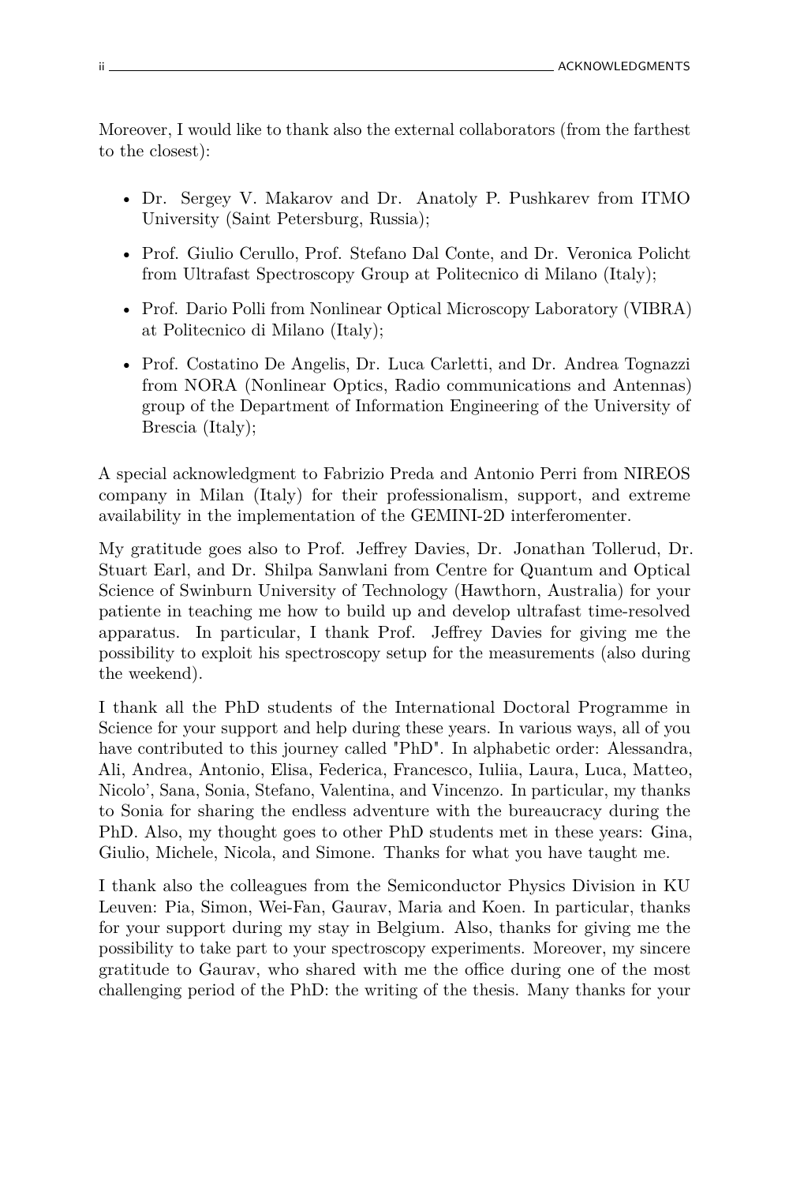Moreover, I would like to thank also the external collaborators (from the farthest to the closest):

- Dr. Sergey V. Makarov and Dr. Anatoly P. Pushkarev from ITMO University (Saint Petersburg, Russia);
- Prof. Giulio Cerullo, Prof. Stefano Dal Conte, and Dr. Veronica Policht from Ultrafast Spectroscopy Group at Politecnico di Milano (Italy);
- Prof. Dario Polli from Nonlinear Optical Microscopy Laboratory (VIBRA) at Politecnico di Milano (Italy);
- Prof. Costatino De Angelis, Dr. Luca Carletti, and Dr. Andrea Tognazzi from NORA (Nonlinear Optics, Radio communications and Antennas) group of the Department of Information Engineering of the University of Brescia (Italy);

A special acknowledgment to Fabrizio Preda and Antonio Perri from NIREOS company in Milan (Italy) for their professionalism, support, and extreme availability in the implementation of the GEMINI-2D interferomenter.

My gratitude goes also to Prof. Jeffrey Davies, Dr. Jonathan Tollerud, Dr. Stuart Earl, and Dr. Shilpa Sanwlani from Centre for Quantum and Optical Science of Swinburn University of Technology (Hawthorn, Australia) for your patiente in teaching me how to build up and develop ultrafast time-resolved apparatus. In particular, I thank Prof. Jeffrey Davies for giving me the possibility to exploit his spectroscopy setup for the measurements (also during the weekend).

I thank all the PhD students of the International Doctoral Programme in Science for your support and help during these years. In various ways, all of you have contributed to this journey called "PhD". In alphabetic order: Alessandra, Ali, Andrea, Antonio, Elisa, Federica, Francesco, Iuliia, Laura, Luca, Matteo, Nicolo', Sana, Sonia, Stefano, Valentina, and Vincenzo. In particular, my thanks to Sonia for sharing the endless adventure with the bureaucracy during the PhD. Also, my thought goes to other PhD students met in these years: Gina, Giulio, Michele, Nicola, and Simone. Thanks for what you have taught me.

I thank also the colleagues from the Semiconductor Physics Division in KU Leuven: Pia, Simon, Wei-Fan, Gaurav, Maria and Koen. In particular, thanks for your support during my stay in Belgium. Also, thanks for giving me the possibility to take part to your spectroscopy experiments. Moreover, my sincere gratitude to Gaurav, who shared with me the office during one of the most challenging period of the PhD: the writing of the thesis. Many thanks for your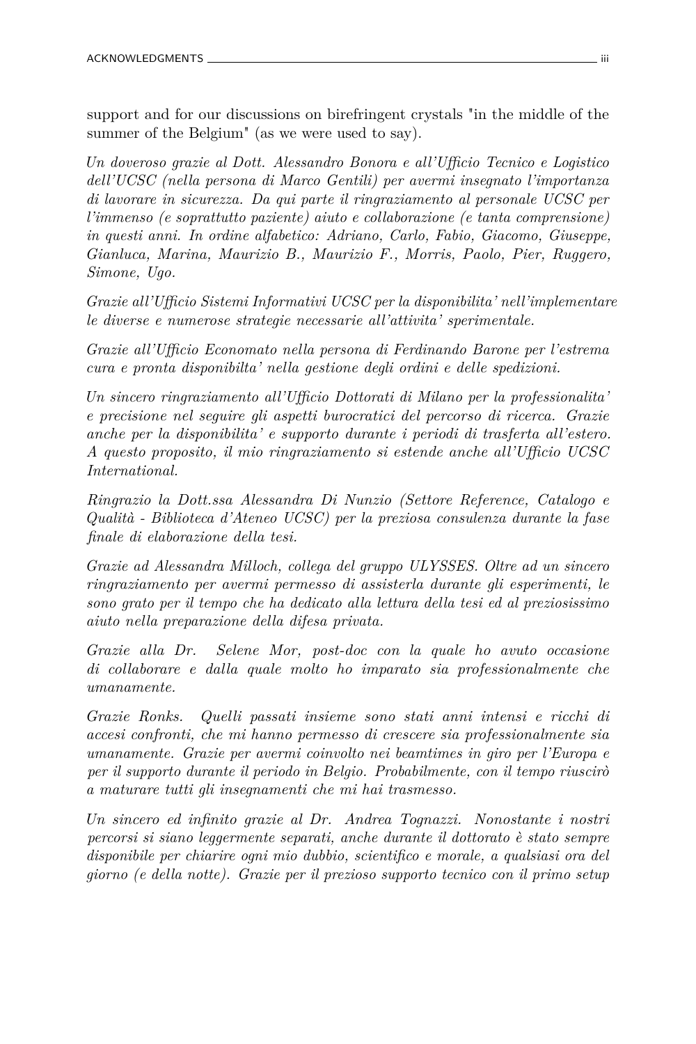support and for our discussions on birefringent crystals "in the middle of the summer of the Belgium" (as we were used to say).

*Un doveroso grazie al Dott. Alessandro Bonora e all'Ufficio Tecnico e Logistico dell'UCSC (nella persona di Marco Gentili) per avermi insegnato l'importanza di lavorare in sicurezza. Da qui parte il ringraziamento al personale UCSC per l'immenso (e soprattutto paziente) aiuto e collaborazione (e tanta comprensione) in questi anni. In ordine alfabetico: Adriano, Carlo, Fabio, Giacomo, Giuseppe, Gianluca, Marina, Maurizio B., Maurizio F., Morris, Paolo, Pier, Ruggero, Simone, Ugo.*

*Grazie all'Ufficio Sistemi Informativi UCSC per la disponibilita' nell'implementare le diverse e numerose strategie necessarie all'attivita' sperimentale.*

*Grazie all'Ufficio Economato nella persona di Ferdinando Barone per l'estrema cura e pronta disponibilta' nella gestione degli ordini e delle spedizioni.*

*Un sincero ringraziamento all'Ufficio Dottorati di Milano per la professionalita' e precisione nel seguire gli aspetti burocratici del percorso di ricerca. Grazie anche per la disponibilita' e supporto durante i periodi di trasferta all'estero. A questo proposito, il mio ringraziamento si estende anche all'Ufficio UCSC International.*

*Ringrazio la Dott.ssa Alessandra Di Nunzio (Settore Reference, Catalogo e Qualità - Biblioteca d'Ateneo UCSC) per la preziosa consulenza durante la fase finale di elaborazione della tesi.*

*Grazie ad Alessandra Milloch, collega del gruppo ULYSSES. Oltre ad un sincero ringraziamento per avermi permesso di assisterla durante gli esperimenti, le sono grato per il tempo che ha dedicato alla lettura della tesi ed al preziosissimo aiuto nella preparazione della difesa privata.*

*Grazie alla Dr. Selene Mor, post-doc con la quale ho avuto occasione di collaborare e dalla quale molto ho imparato sia professionalmente che umanamente.*

*Grazie Ronks. Quelli passati insieme sono stati anni intensi e ricchi di accesi confronti, che mi hanno permesso di crescere sia professionalmente sia umanamente. Grazie per avermi coinvolto nei beamtimes in giro per l'Europa e per il supporto durante il periodo in Belgio. Probabilmente, con il tempo riuscirò a maturare tutti gli insegnamenti che mi hai trasmesso.*

*Un sincero ed infinito grazie al Dr. Andrea Tognazzi. Nonostante i nostri percorsi si siano leggermente separati, anche durante il dottorato è stato sempre disponibile per chiarire ogni mio dubbio, scientifico e morale, a qualsiasi ora del giorno (e della notte). Grazie per il prezioso supporto tecnico con il primo setup*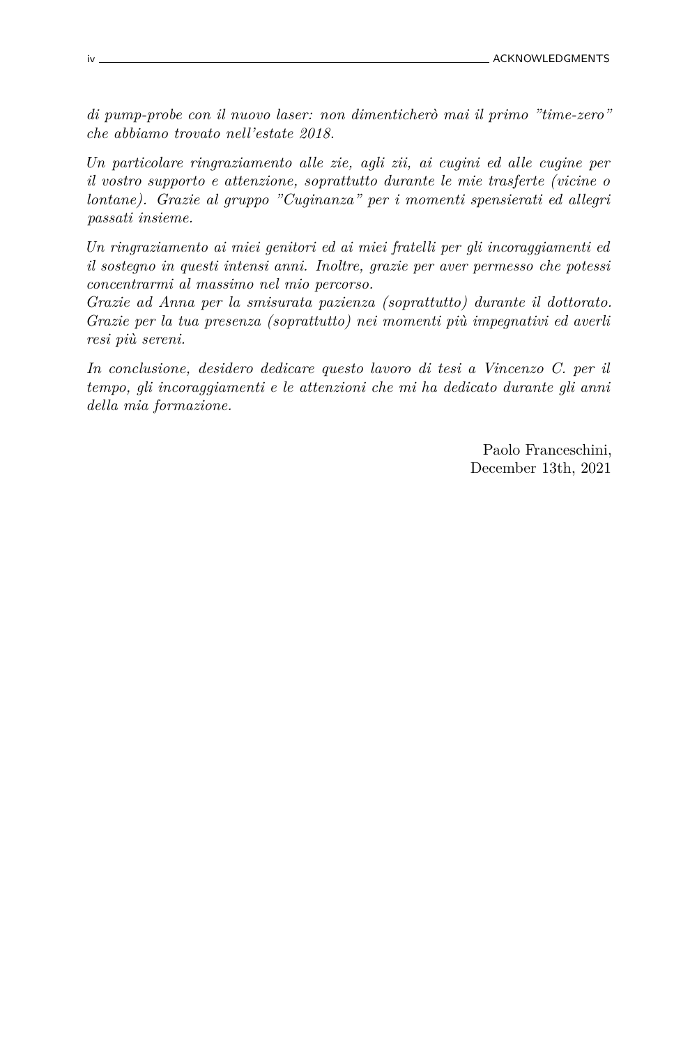*di pump-probe con il nuovo laser: non dimenticherò mai il primo "time-zero" che abbiamo trovato nell'estate 2018.*

*Un particolare ringraziamento alle zie, agli zii, ai cugini ed alle cugine per il vostro supporto e attenzione, soprattutto durante le mie trasferte (vicine o lontane). Grazie al gruppo "Cuginanza" per i momenti spensierati ed allegri passati insieme.*

*Un ringraziamento ai miei genitori ed ai miei fratelli per gli incoraggiamenti ed il sostegno in questi intensi anni. Inoltre, grazie per aver permesso che potessi concentrarmi al massimo nel mio percorso.*
*Grazie ad Anna per la smisurata pazienza (soprattutto) durante il dottorato. Grazie per la tua presenza (soprattutto) nei momenti più impegnativi ed averli resi più sereni.*

*In conclusione, desidero dedicare questo lavoro di tesi a Vincenzo C. per il tempo, gli incoraggiamenti e le attenzioni che mi ha dedicato durante gli anni della mia formazione.*

Paolo Franceschini,
December 13th, 2021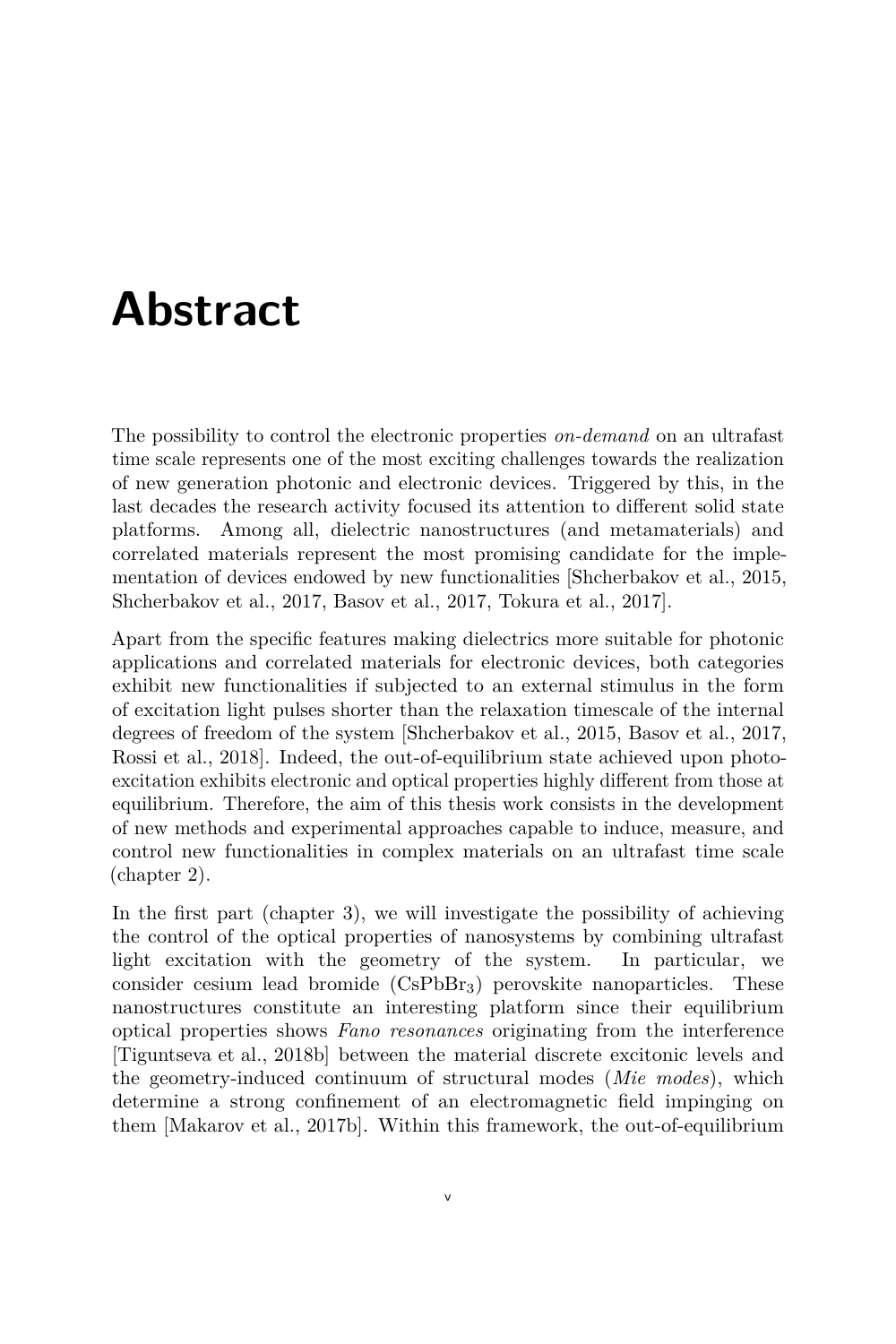# Abstract

The possibility to control the electronic properties *on-demand* on an ultrafast time scale represents one of the most exciting challenges towards the realization of new generation photonic and electronic devices. Triggered by this, in the last decades the research activity focused its attention to different solid state platforms. Among all, dielectric nanostructures (and metamaterials) and correlated materials represent the most promising candidate for the implementation of devices endowed by new functionalities [Shcherbakov et al., 2015, Shcherbakov et al., 2017, Basov et al., 2017, Tokura et al., 2017].

Apart from the specific features making dielectrics more suitable for photonic applications and correlated materials for electronic devices, both categories exhibit new functionalities if subjected to an external stimulus in the form of excitation light pulses shorter than the relaxation timescale of the internal degrees of freedom of the system [Shcherbakov et al., 2015, Basov et al., 2017, Rossi et al., 2018]. Indeed, the out-of-equilibrium state achieved upon photo-excitation exhibits electronic and optical properties highly different from those at equilibrium. Therefore, the aim of this thesis work consists in the development of new methods and experimental approaches capable to induce, measure, and control new functionalities in complex materials on an ultrafast time scale (chapter 2).

In the first part (chapter 3), we will investigate the possibility of achieving the control of the optical properties of nanosystems by combining ultrafast light excitation with the geometry of the system. In particular, we consider cesium lead bromide ($CsPbBr_3$) perovskite nanoparticles. These nanostructures constitute an interesting platform since their equilibrium optical properties shows *Fano resonances* originating from the interference [Tiguntseva et al., 2018b] between the material discrete excitonic levels and the geometry-induced continuum of structural modes (*Mie modes*), which determine a strong confinement of an electromagnetic field impinging on them [Makarov et al., 2017b]. Within this framework, the out-of-equilibrium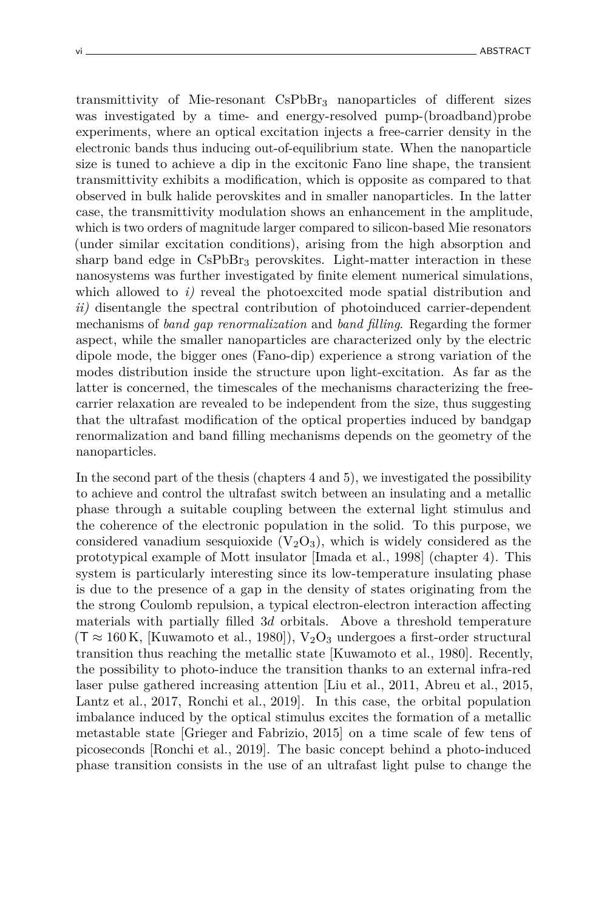transmittivity of Mie-resonant $CsPbBr_3$ nanoparticles of different sizes was investigated by a time- and energy-resolved pump-(broadband)probe experiments, where an optical excitation injects a free-carrier density in the electronic bands thus inducing out-of-equilibrium state. When the nanoparticle size is tuned to achieve a dip in the excitonic Fano line shape, the transient transmittivity exhibits a modification, which is opposite as compared to that observed in bulk halide perovskites and in smaller nanoparticles. In the latter case, the transmittivity modulation shows an enhancement in the amplitude, which is two orders of magnitude larger compared to silicon-based Mie resonators (under similar excitation conditions), arising from the high absorption and sharp band edge in $CsPbBr_3$ perovskites. Light-matter interaction in these nanosystems was further investigated by finite element numerical simulations, which allowed to *i)* reveal the photoexcited mode spatial distribution and *ii)* disentangle the spectral contribution of photoinduced carrier-dependent mechanisms of *band gap renormalization* and *band filling*. Regarding the former aspect, while the smaller nanoparticles are characterized only by the electric dipole mode, the bigger ones (Fano-dip) experience a strong variation of the modes distribution inside the structure upon light-excitation. As far as the latter is concerned, the timescales of the mechanisms characterizing the free-carrier relaxation are revealed to be independent from the size, thus suggesting that the ultrafast modification of the optical properties induced by bandgap renormalization and band filling mechanisms depends on the geometry of the nanoparticles.

In the second part of the thesis (chapters 4 and 5), we investigated the possibility to achieve and control the ultrafast switch between an insulating and a metallic phase through a suitable coupling between the external light stimulus and the coherence of the electronic population in the solid. To this purpose, we considered vanadium sesquioxide ($V_2O_3$), which is widely considered as the prototypical example of Mott insulator [Imada et al., 1998] (chapter 4). This system is particularly interesting since its low-temperature insulating phase is due to the presence of a gap in the density of states originating from the the strong Coulomb repulsion, a typical electron-electron interaction affecting materials with partially filled 3*d* orbitals. Above a threshold temperature ($T \approx 160\,\mathrm{K}$, [Kuwamoto et al., 1980]), $V_2O_3$ undergoes a first-order structural transition thus reaching the metallic state [Kuwamoto et al., 1980]. Recently, the possibility to photo-induce the transition thanks to an external infra-red laser pulse gathered increasing attention [Liu et al., 2011, Abreu et al., 2015, Lantz et al., 2017, Ronchi et al., 2019]. In this case, the orbital population imbalance induced by the optical stimulus excites the formation of a metallic metastable state [Grieger and Fabrizio, 2015] on a time scale of few tens of picoseconds [Ronchi et al., 2019]. The basic concept behind a photo-induced phase transition consists in the use of an ultrafast light pulse to change the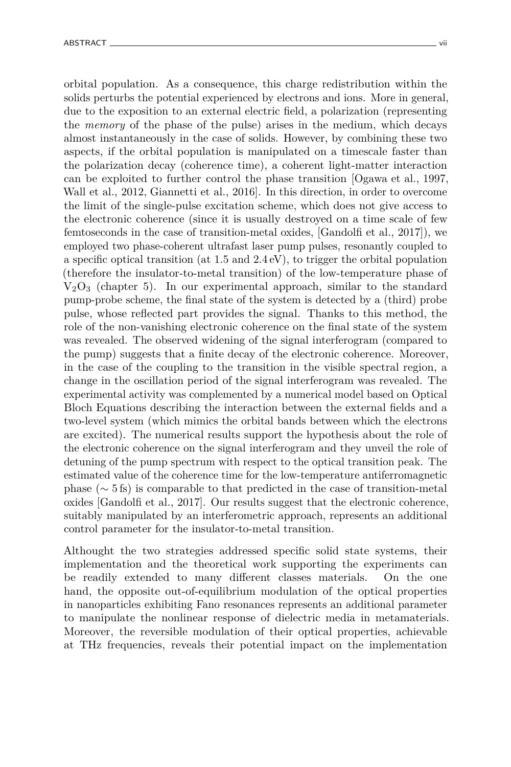orbital population. As a consequence, this charge redistribution within the solids perturbs the potential experienced by electrons and ions. More in general, due to the exposition to an external electric field, a polarization (representing the *memory* of the phase of the pulse) arises in the medium, which decays almost instantaneously in the case of solids. However, by combining these two aspects, if the orbital population is manipulated on a timescale faster than the polarization decay (coherence time), a coherent light-matter interaction can be exploited to further control the phase transition [Ogawa et al., 1997, Wall et al., 2012, Giannetti et al., 2016]. In this direction, in order to overcome the limit of the single-pulse excitation scheme, which does not give access to the electronic coherence (since it is usually destroyed on a time scale of few femtoseconds in the case of transition-metal oxides, [Gandolfi et al., 2017]), we employed two phase-coherent ultrafast laser pump pulses, resonantly coupled to a specific optical transition (at 1.5 and 2.4 eV), to trigger the orbital population (therefore the insulator-to-metal transition) of the low-temperature phase of $V_2O_3$ (chapter 5). In our experimental approach, similar to the standard pump-probe scheme, the final state of the system is detected by a (third) probe pulse, whose reflected part provides the signal. Thanks to this method, the role of the non-vanishing electronic coherence on the final state of the system was revealed. The observed widening of the signal interferogram (compared to the pump) suggests that a finite decay of the electronic coherence. Moreover, in the case of the coupling to the transition in the visible spectral region, a change in the oscillation period of the signal interferogram was revealed. The experimental activity was complemented by a numerical model based on Optical Bloch Equations describing the interaction between the external fields and a two-level system (which mimics the orbital bands between which the electrons are excited). The numerical results support the hypothesis about the role of the electronic coherence on the signal interferogram and they unveil the role of detuning of the pump spectrum with respect to the optical transition peak. The estimated value of the coherence time for the low-temperature antiferromagnetic phase ($\sim 5$ fs) is comparable to that predicted in the case of transition-metal oxides [Gandolfi et al., 2017]. Our results suggest that the electronic coherence, suitably manipulated by an interferometric approach, represents an additional control parameter for the insulator-to-metal transition.

Althought the two strategies addressed specific solid state systems, their implementation and the theoretical work supporting the experiments can be readily extended to many different classes materials. On the one hand, the opposite out-of-equilibrium modulation of the optical properties in nanoparticles exhibiting Fano resonances represents an additional parameter to manipulate the nonlinear response of dielectric media in metamaterials. Moreover, the reversible modulation of their optical properties, achievable at THz frequencies, reveals their potential impact on the implementation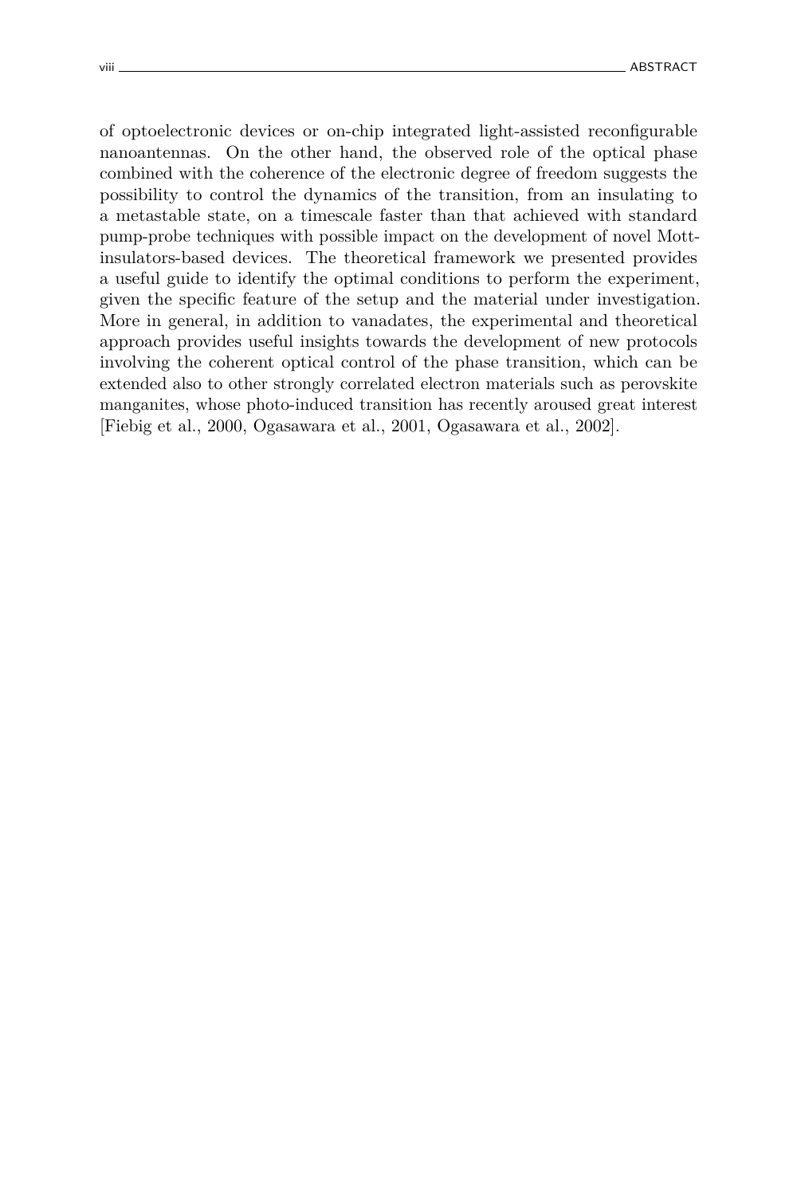of optoelectronic devices or on-chip integrated light-assisted reconfigurable nanoantennas. On the other hand, the observed role of the optical phase combined with the coherence of the electronic degree of freedom suggests the possibility to control the dynamics of the transition, from an insulating to a metastable state, on a timescale faster than that achieved with standard pump-probe techniques with possible impact on the development of novel Mott-insulators-based devices. The theoretical framework we presented provides a useful guide to identify the optimal conditions to perform the experiment, given the specific feature of the setup and the material under investigation. More in general, in addition to vanadates, the experimental and theoretical approach provides useful insights towards the development of new protocols involving the coherent optical control of the phase transition, which can be extended also to other strongly correlated electron materials such as perovskite manganites, whose photo-induced transition has recently aroused great interest [Fiebig et al., 2000, Ogasawara et al., 2001, Ogasawara et al., 2002].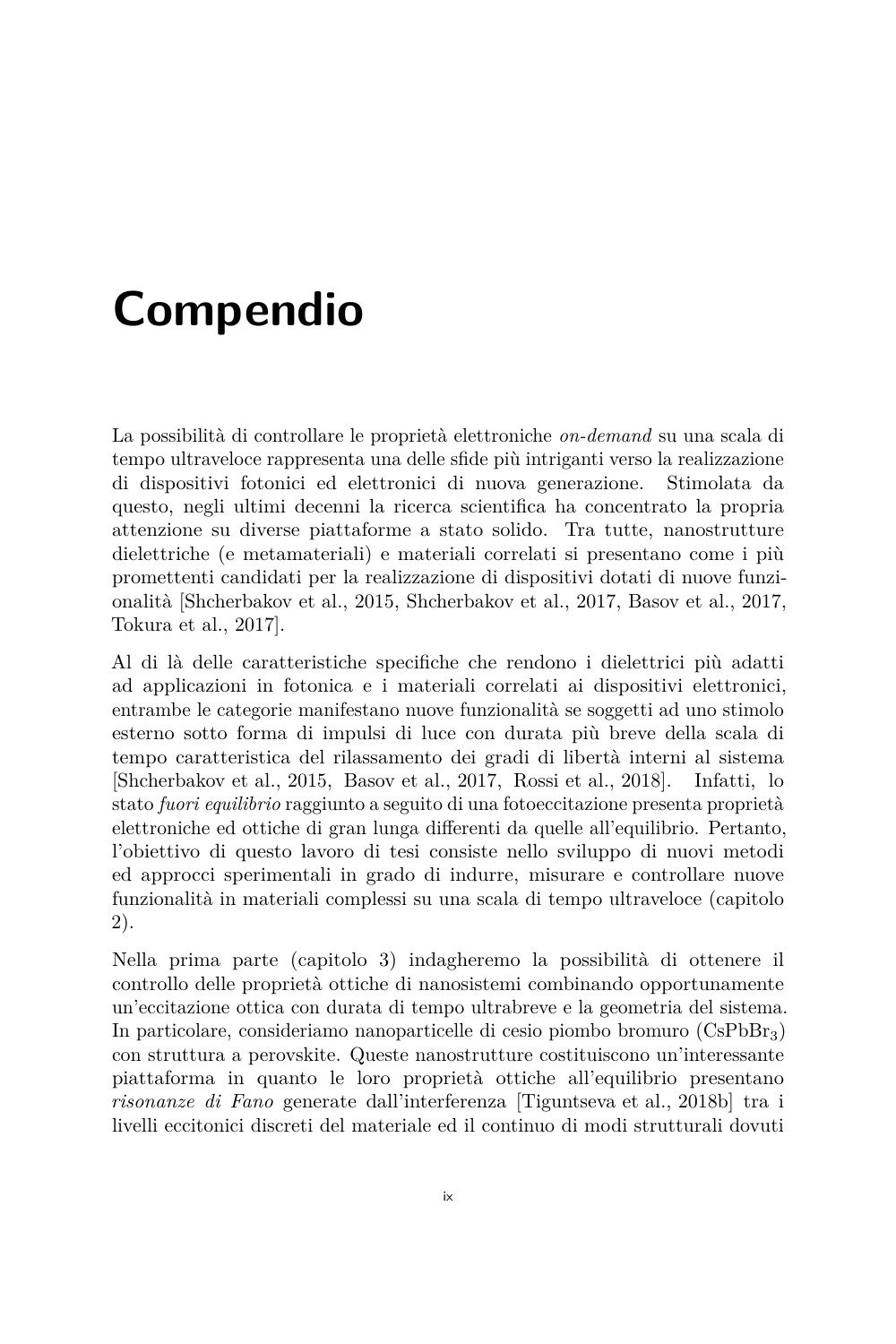# Compendio

La possibilità di controllare le proprietà elettroniche *on-demand* su una scala di tempo ultraveloce rappresenta una delle sfide più intriganti verso la realizzazione di dispositivi fotonici ed elettronici di nuova generazione. Stimolata da questo, negli ultimi decenni la ricerca scientifica ha concentrato la propria attenzione su diverse piattaforme a stato solido. Tra tutte, nanostrutture dielettriche (e metamateriali) e materiali correlati si presentano come i più promettenti candidati per la realizzazione di dispositivi dotati di nuove funzionalità [Shcherbakov et al., 2015, Shcherbakov et al., 2017, Basov et al., 2017, Tokura et al., 2017].

Al di là delle caratteristiche specifiche che rendono i dielettrici più adatti ad applicazioni in fotonica e i materiali correlati ai dispositivi elettronici, entrambe le categorie manifestano nuove funzionalità se soggetti ad uno stimolo esterno sotto forma di impulsi di luce con durata più breve della scala di tempo caratteristica del rilassamento dei gradi di libertà interni al sistema [Shcherbakov et al., 2015, Basov et al., 2017, Rossi et al., 2018]. Infatti, lo stato *fuori equilibrio* raggiunto a seguito di una fotoeccitazione presenta proprietà elettroniche ed ottiche di gran lunga differenti da quelle all'equilibrio. Pertanto, l'obiettivo di questo lavoro di tesi consiste nello sviluppo di nuovi metodi ed approcci sperimentali in grado di indurre, misurare e controllare nuove funzionalità in materiali complessi su una scala di tempo ultraveloce (capitolo 2).

Nella prima parte (capitolo 3) indagheremo la possibilità di ottenere il controllo delle proprietà ottiche di nanosistemi combinando opportunamente un'eccitazione ottica con durata di tempo ultrabreve e la geometria del sistema. In particolare, consideriamo nanoparticelle di cesio piombo bromuro ($CsPbBr_3$) con struttura a perovskite. Queste nanostrutture costituiscono un'interessante piattaforma in quanto le loro proprietà ottiche all'equilibrio presentano *risonanze di Fano* generate dall'interferenza [Tiguntseva et al., 2018b] tra i livelli eccitonici discreti del materiale ed il continuo di modi strutturali dovuti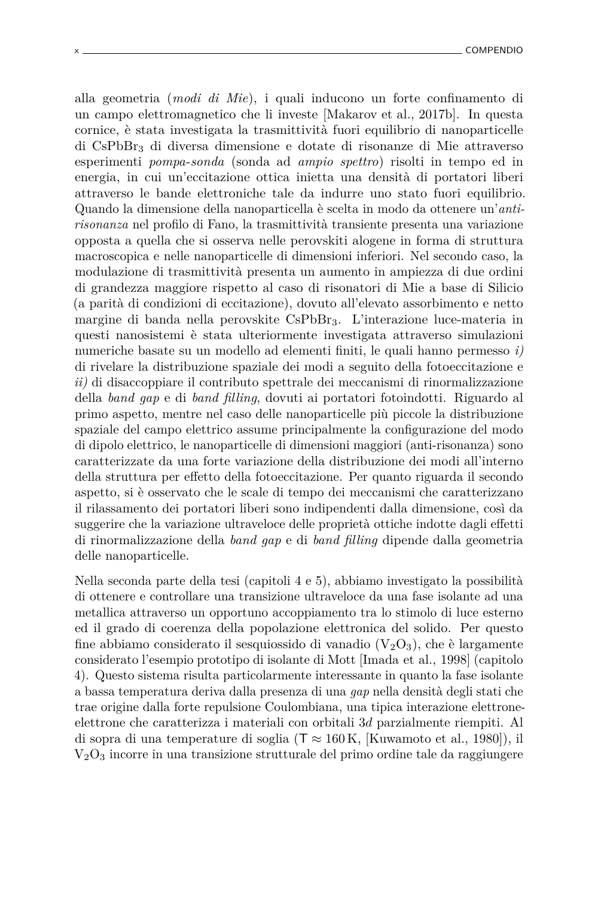alla geometria (*modi di Mie*), i quali inducono un forte confinamento di un campo elettromagnetico che li investe [Makarov et al., 2017b]. In questa cornice, è stata investigata la trasmittività fuori equilibrio di nanoparticelle di $CsPbBr_3$ di diversa dimensione e dotate di risonanze di Mie attraverso esperimenti *pompa-sonda* (sonda ad *ampio spettro*) risolti in tempo ed in energia, in cui un'eccitazione ottica inietta una densità di portatori liberi attraverso le bande elettroniche tale da indurre uno stato fuori equilibrio. Quando la dimensione della nanoparticella è scelta in modo da ottenere un'*anti-risonanza* nel profilo di Fano, la trasmittività transiente presenta una variazione opposta a quella che si osserva nelle perovskiti alogene in forma di struttura macroscopica e nelle nanoparticelle di dimensioni inferiori. Nel secondo caso, la modulazione di trasmittività presenta un aumento in ampiezza di due ordini di grandezza maggiore rispetto al caso di risonatori di Mie a base di Silicio (a parità di condizioni di eccitazione), dovuto all'elevato assorbimento e netto margine di banda nella perovskite $CsPbBr_3$. L'interazione luce-materia in questi nanosistemi è stata ulteriormente investigata attraverso simulazioni numeriche basate su un modello ad elementi finiti, le quali hanno permesso *i)* di rivelare la distribuzione spaziale dei modi a seguito della fotoeccitazione e *ii)* di disaccoppiare il contributo spettrale dei meccanismi di rinormalizzazione della *band gap* e di *band filling*, dovuti ai portatori fotoindotti. Riguardo al primo aspetto, mentre nel caso delle nanoparticelle più piccole la distribuzione spaziale del campo elettrico assume principalmente la configurazione del modo di dipolo elettrico, le nanoparticelle di dimensioni maggiori (anti-risonanza) sono caratterizzate da una forte variazione della distribuzione dei modi all'interno della struttura per effetto della fotoeccitazione. Per quanto riguarda il secondo aspetto, si è osservato che le scale di tempo dei meccanismi che caratterizzano il rilassamento dei portatori liberi sono indipendenti dalla dimensione, così da suggerire che la variazione ultraveloce delle proprietà ottiche indotte dagli effetti di rinormalizzazione della *band gap* e di *band filling* dipende dalla geometria delle nanoparticelle.

Nella seconda parte della tesi (capitoli 4 e 5), abbiamo investigato la possibilità di ottenere e controllare una transizione ultraveloce da una fase isolante ad una metallica attraverso un opportuno accoppiamento tra lo stimolo di luce esterno ed il grado di coerenza della popolazione elettronica del solido. Per questo fine abbiamo considerato il sesquiossido di vanadio ($V_2O_3$), che è largamente considerato l'esempio prototipo di isolante di Mott [Imada et al., 1998] (capitolo 4). Questo sistema risulta particolarmente interessante in quanto la fase isolante a bassa temperatura deriva dalla presenza di una *gap* nella densità degli stati che trae origine dalla forte repulsione Coulombiana, una tipica interazione elettrone-elettrone che caratterizza i materiali con orbitali $3d$ parzialmente riempiti. Al di sopra di una temperature di soglia ($T \approx 160\,\text{K}$, [Kuwamoto et al., 1980]), il $V_2O_3$ incorre in una transizione strutturale del primo ordine tale da raggiungere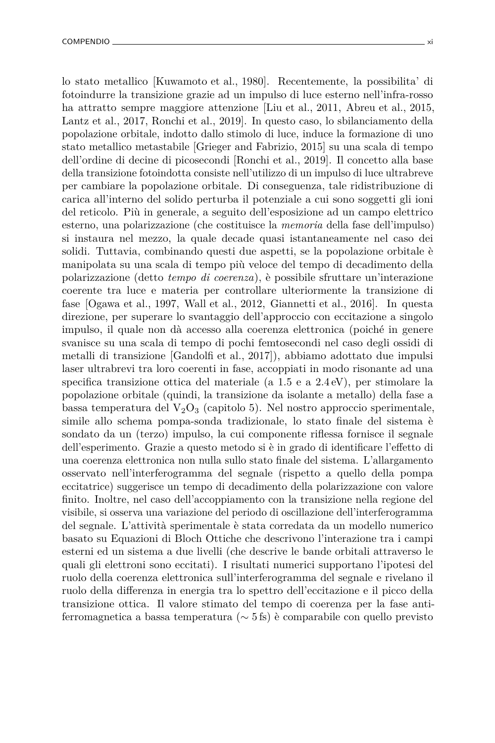lo stato metallico [Kuwamoto et al., 1980]. Recentemente, la possibilita' di fotoindurre la transizione grazie ad un impulso di luce esterno nell'infra-rosso ha attratto sempre maggiore attenzione [Liu et al., 2011, Abreu et al., 2015, Lantz et al., 2017, Ronchi et al., 2019]. In questo caso, lo sbilanciamento della popolazione orbitale, indotto dallo stimolo di luce, induce la formazione di uno stato metallico metastabile [Grieger and Fabrizio, 2015] su una scala di tempo dell'ordine di decine di picosecondi [Ronchi et al., 2019]. Il concetto alla base della transizione fotoindotta consiste nell'utilizzo di un impulso di luce ultrabreve per cambiare la popolazione orbitale. Di conseguenza, tale ridistribuzione di carica all'interno del solido perturba il potenziale a cui sono soggetti gli ioni del reticolo. Più in generale, a seguito dell'esposizione ad un campo elettrico esterno, una polarizzazione (che costituisce la *memoria* della fase dell'impulso) si instaura nel mezzo, la quale decade quasi istantaneamente nel caso dei solidi. Tuttavia, combinando questi due aspetti, se la popolazione orbitale è manipolata su una scala di tempo più veloce del tempo di decadimento della polarizzazione (detto *tempo di coerenza*), è possibile sfruttare un'interazione coerente tra luce e materia per controllare ulteriormente la transizione di fase [Ogawa et al., 1997, Wall et al., 2012, Giannetti et al., 2016]. In questa direzione, per superare lo svantaggio dell'approccio con eccitazione a singolo impulso, il quale non dà accesso alla coerenza elettronica (poiché in genere svanisce su una scala di tempo di pochi femtosecondi nel caso degli ossidi di metalli di transizione [Gandolfi et al., 2017]), abbiamo adottato due impulsi laser ultrabrevi tra loro coerenti in fase, accoppiati in modo risonante ad una specifica transizione ottica del materiale (a 1.5 e a 2.4 eV), per stimolare la popolazione orbitale (quindi, la transizione da isolante a metallo) della fase a bassa temperatura del $V_2O_3$ (capitolo 5). Nel nostro approccio sperimentale, simile allo schema pompa-sonda tradizionale, lo stato finale del sistema è sondato da un (terzo) impulso, la cui componente riflessa fornisce il segnale dell'esperimento. Grazie a questo metodo si è in grado di identificare l'effetto di una coerenza elettronica non nulla sullo stato finale del sistema. L'allargamento osservato nell'interferogramma del segnale (rispetto a quello della pompa eccitatrice) suggerisce un tempo di decadimento della polarizzazione con valore finito. Inoltre, nel caso dell'accoppiamento con la transizione nella regione del visibile, si osserva una variazione del periodo di oscillazione dell'interferogramma del segnale. L'attività sperimentale è stata corredata da un modello numerico basato su Equazioni di Bloch Ottiche che descrivono l'interazione tra i campi esterni ed un sistema a due livelli (che descrive le bande orbitali attraverso le quali gli elettroni sono eccitati). I risultati numerici supportano l'ipotesi del ruolo della coerenza elettronica sull'interferogramma del segnale e rivelano il ruolo della differenza in energia tra lo spettro dell'eccitazione e il picco della transizione ottica. Il valore stimato del tempo di coerenza per la fase antiferromagnetica a bassa temperatura ($\sim 5\,\text{fs}$) è comparabile con quello previsto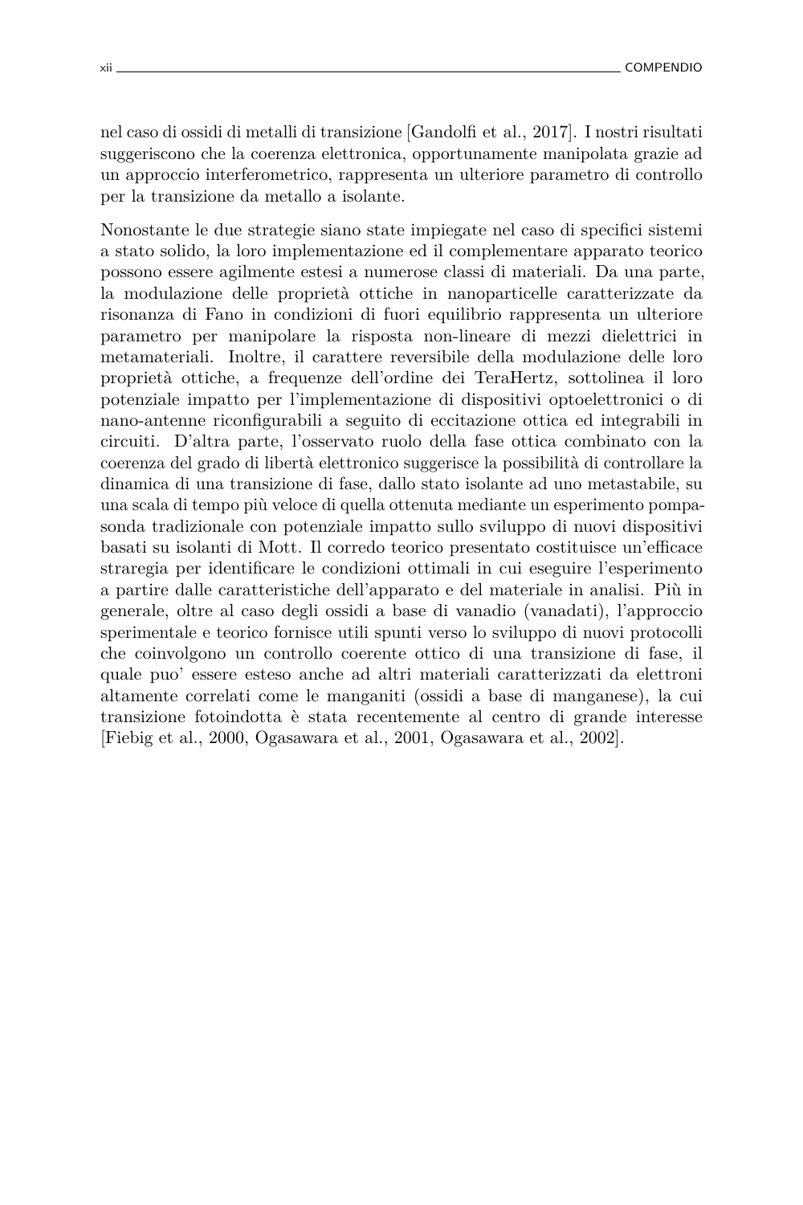nel caso di ossidi di metalli di transizione [Gandolfi et al., 2017]. I nostri risultati suggeriscono che la coerenza elettronica, opportunamente manipolata grazie ad un approccio interferometrico, rappresenta un ulteriore parametro di controllo per la transizione da metallo a isolante.

Nonostante le due strategie siano state impiegate nel caso di specifici sistemi a stato solido, la loro implementazione ed il complementare apparato teorico possono essere agilmente estesi a numerose classi di materiali. Da una parte, la modulazione delle proprietà ottiche in nanoparticelle caratterizzate da risonanza di Fano in condizioni di fuori equilibrio rappresenta un ulteriore parametro per manipolare la risposta non-lineare di mezzi dielettrici in metamateriali. Inoltre, il carattere reversibile della modulazione delle loro proprietà ottiche, a frequenze dell'ordine dei TeraHertz, sottolinea il loro potenziale impatto per l'implementazione di dispositivi optoelettronici o di nano-antenne riconfigurabili a seguito di eccitazione ottica ed integrabili in circuiti. D'altra parte, l'osservato ruolo della fase ottica combinato con la coerenza del grado di libertà elettronico suggerisce la possibilità di controllare la dinamica di una transizione di fase, dallo stato isolante ad uno metastabile, su una scala di tempo più veloce di quella ottenuta mediante un esperimento pompa-sonda tradizionale con potenziale impatto sullo sviluppo di nuovi dispositivi basati su isolanti di Mott. Il corredo teorico presentato costituisce un'efficace straregia per identificare le condizioni ottimali in cui eseguire l'esperimento a partire dalle caratteristiche dell'apparato e del materiale in analisi. Più in generale, oltre al caso degli ossidi a base di vanadio (vanadati), l'approccio sperimentale e teorico fornisce utili spunti verso lo sviluppo di nuovi protocolli che coinvolgono un controllo coerente ottico di una transizione di fase, il quale puo' essere esteso anche ad altri materiali caratterizzati da elettroni altamente correlati come le manganiti (ossidi a base di manganese), la cui transizione fotoindotta è stata recentemente al centro di grande interesse [Fiebig et al., 2000, Ogasawara et al., 2001, Ogasawara et al., 2002].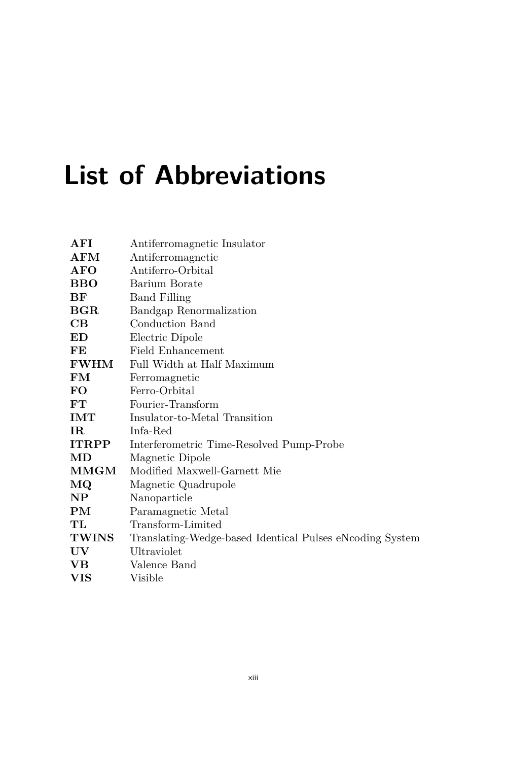# List of Abbreviations

| | |
|---|---|
| **AFI** | Antiferromagnetic Insulator |
| **AFM** | Antiferromagnetic |
| **AFO** | Antiferro-Orbital |
| **BBO** | Barium Borate |
| **BF** | Band Filling |
| **BGR** | Bandgap Renormalization |
| **CB** | Conduction Band |
| **ED** | Electric Dipole |
| **FE** | Field Enhancement |
| **FWHM** | Full Width at Half Maximum |
| **FM** | Ferromagnetic |
| **FO** | Ferro-Orbital |
| **FT** | Fourier-Transform |
| **IMT** | Insulator-to-Metal Transition |
| **IR** | Infa-Red |
| **ITRPP** | Interferometric Time-Resolved Pump-Probe |
| **MD** | Magnetic Dipole |
| **MMGM** | Modified Maxwell-Garnett Mie |
| **MQ** | Magnetic Quadrupole |
| **NP** | Nanoparticle |
| **PM** | Paramagnetic Metal |
| **TL** | Transform-Limited |
| **TWINS** | Translating-Wedge-based Identical Pulses eNcoding System |
| **UV** | Ultraviolet |
| **VB** | Valence Band |
| **VIS** | Visible |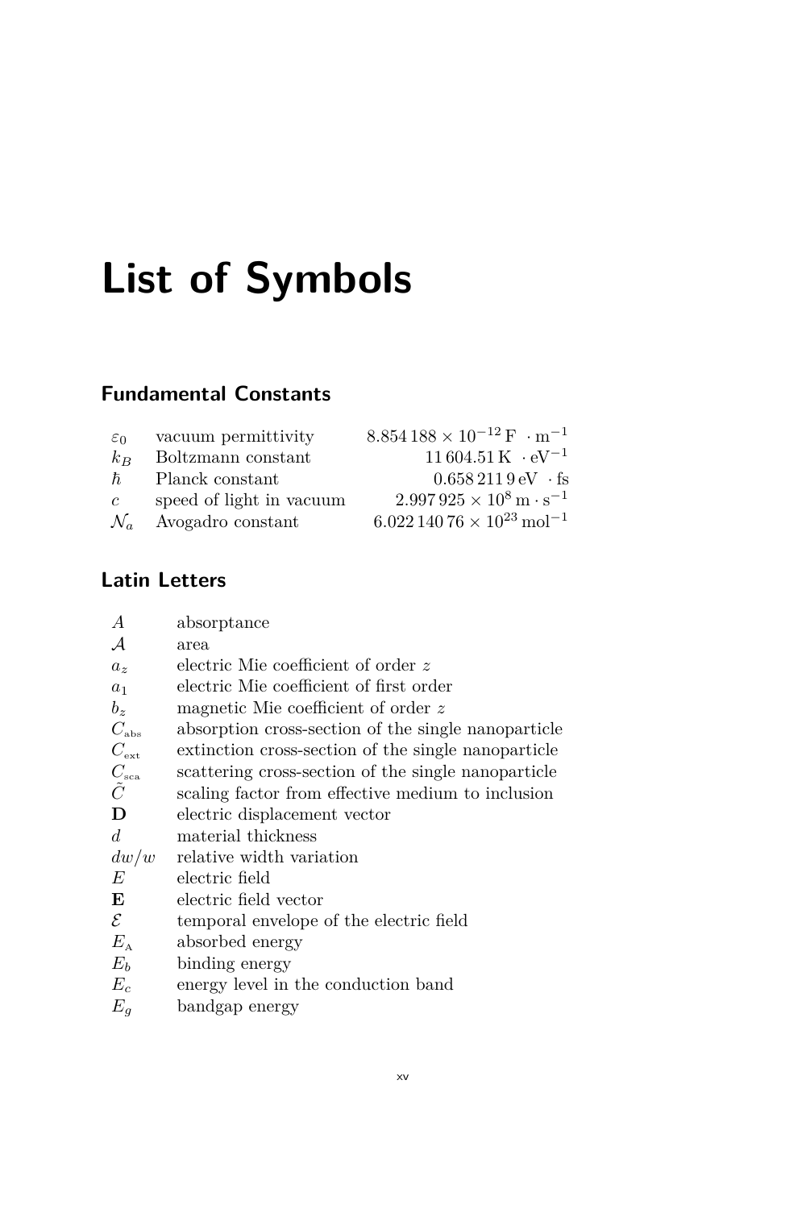# List of Symbols

## Fundamental Constants

| | | |
|---|---|---|
| $\varepsilon_0$ | vacuum permittivity | $8.854\,188 \times 10^{-12}\,\mathrm{F} \cdot \mathrm{m}^{-1}$ |
| $k_B$ | Boltzmann constant | $11\,604.51\,\mathrm{K} \cdot \mathrm{eV}^{-1}$ |
| $\hbar$ | Planck constant | $0.658\,211\,9\,\mathrm{eV} \cdot \mathrm{fs}$ |
| $c$ | speed of light in vacuum | $2.997\,925 \times 10^{8}\,\mathrm{m} \cdot \mathrm{s}^{-1}$ |
| $\mathcal{N}_a$ | Avogadro constant | $6.022\,140\,76 \times 10^{23}\,\mathrm{mol}^{-1}$ |

## Latin Letters

| | |
|---|---|
| $A$ | absorptance |
| $\mathcal{A}$ | area |
| $a_z$ | electric Mie coefficient of order $z$ |
| $a_1$ | electric Mie coefficient of first order |
| $b_z$ | magnetic Mie coefficient of order $z$ |
| $C_{\text{abs}}$ | absorption cross-section of the single nanoparticle |
| $C_{\text{ext}}$ | extinction cross-section of the single nanoparticle |
| $C_{\text{sca}}$ | scattering cross-section of the single nanoparticle |
| $\tilde{C}$ | scaling factor from effective medium to inclusion |
| $\mathbf{D}$ | electric displacement vector |
| $d$ | material thickness |
| $dw/w$ | relative width variation |
| $E$ | electric field |
| $\mathbf{E}$ | electric field vector |
| $\mathcal{E}$ | temporal envelope of the electric field |
| $E_{\text{A}}$ | absorbed energy |
| $E_b$ | binding energy |
| $E_c$ | energy level in the conduction band |
| $E_g$ | bandgap energy |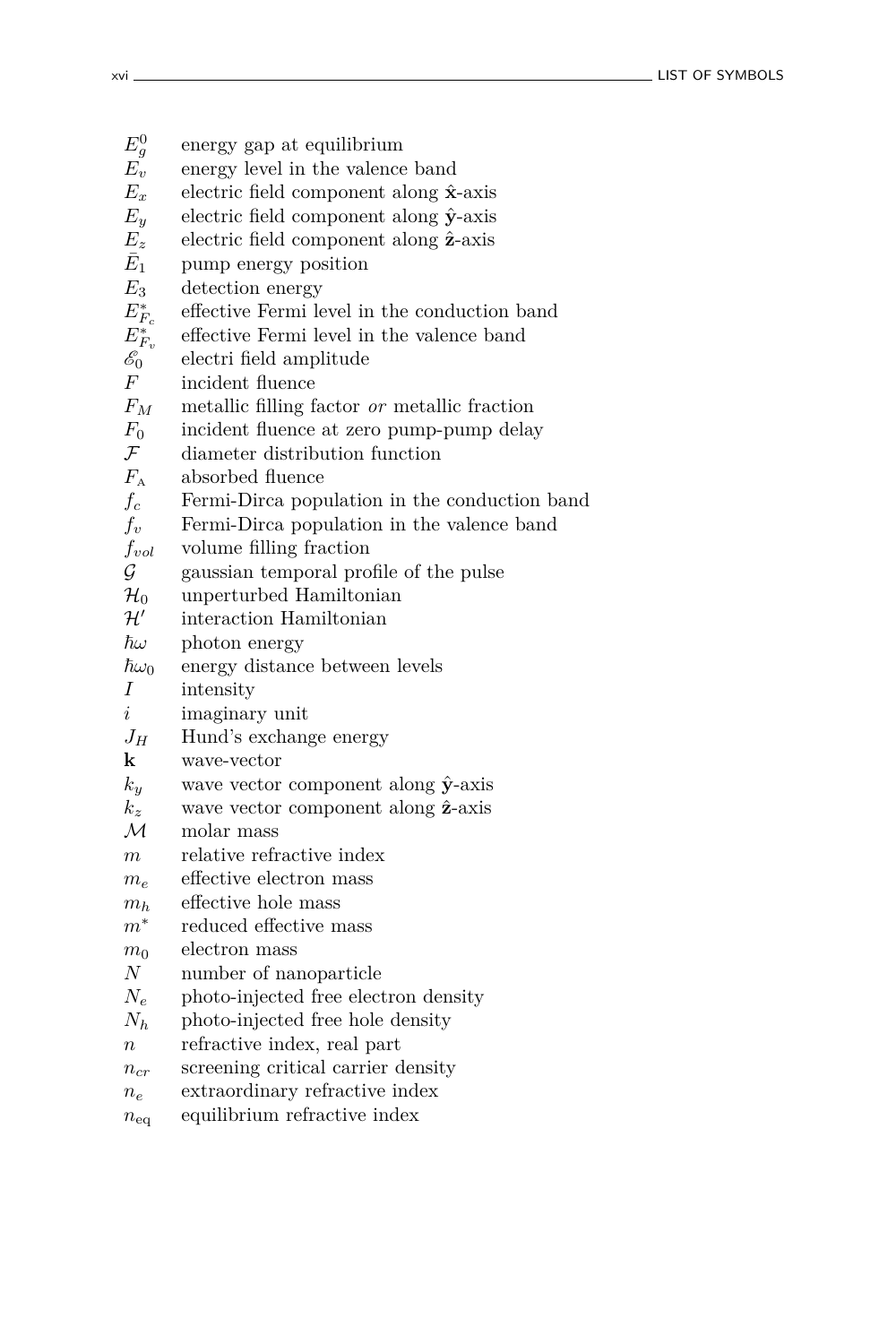| | |
|---|---|
| $E_g^0$ | energy gap at equilibrium |
| $E_v$ | energy level in the valence band |
| $E_x$ | electric field component along $\hat{\mathbf{x}}$-axis |
| $E_y$ | electric field component along $\hat{\mathbf{y}}$-axis |
| $E_z$ | electric field component along $\hat{\mathbf{z}}$-axis |
| $\bar{E}_1$ | pump energy position |
| $E_3$ | detection energy |
| $E^*_{F_c}$ | effective Fermi level in the conduction band |
| $E^*_{F_v}$ | effective Fermi level in the valence band |
| $\mathscr{E}_0$ | electri field amplitude |
| $F$ | incident fluence |
| $F_M$ | metallic filling factor *or* metallic fraction |
| $F_0$ | incident fluence at zero pump-pump delay |
| $\mathcal{F}$ | diameter distribution function |
| $F_{\text{A}}$ | absorbed fluence |
| $f_c$ | Fermi-Dirca population in the conduction band |
| $f_v$ | Fermi-Dirca population in the valence band |
| $f_{vol}$ | volume filling fraction |
| $\mathcal{G}$ | gaussian temporal profile of the pulse |
| $\mathcal{H}_0$ | unperturbed Hamiltonian |
| $\mathcal{H}'$ | interaction Hamiltonian |
| $\hbar\omega$ | photon energy |
| $\hbar\omega_0$ | energy distance between levels |
| $I$ | intensity |
| $i$ | imaginary unit |
| $J_H$ | Hund's exchange energy |
| $\mathbf{k}$ | wave-vector |
| $k_y$ | wave vector component along $\hat{\mathbf{y}}$-axis |
| $k_z$ | wave vector component along $\hat{\mathbf{z}}$-axis |
| $\mathcal{M}$ | molar mass |
| $m$ | relative refractive index |
| $m_e$ | effective electron mass |
| $m_h$ | effective hole mass |
| $m^*$ | reduced effective mass |
| $m_0$ | electron mass |
| $N$ | number of nanoparticle |
| $N_e$ | photo-injected free electron density |
| $N_h$ | photo-injected free hole density |
| $n$ | refractive index, real part |
| $n_{cr}$ | screening critical carrier density |
| $n_e$ | extraordinary refractive index |
| $n_{\text{eq}}$ | equilibrium refractive index |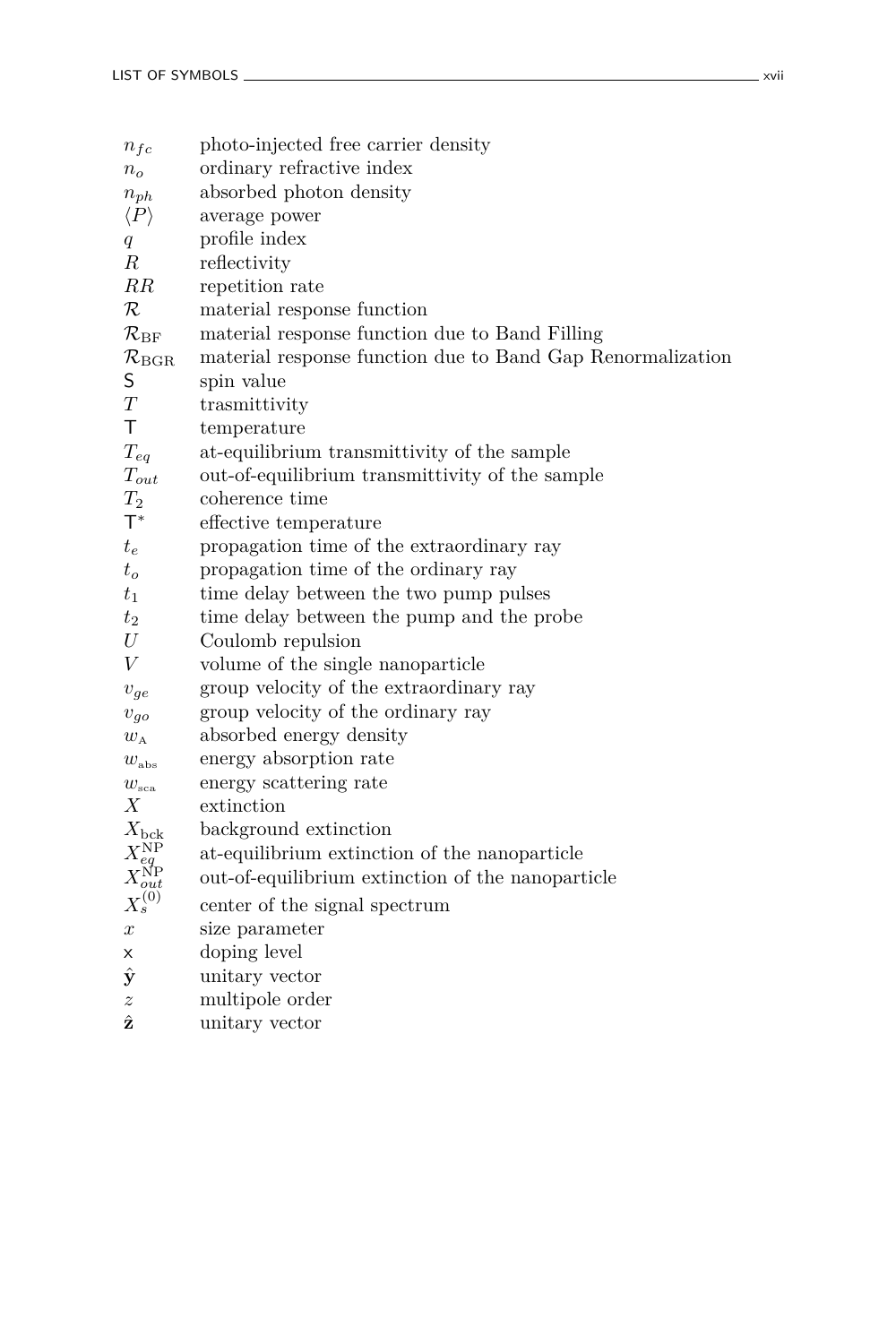| | |
|---|---|
| $n_{fc}$ | photo-injected free carrier density |
| $n_o$ | ordinary refractive index |
| $n_{ph}$ | absorbed photon density |
| $\langle P \rangle$ | average power |
| $q$ | profile index |
| $R$ | reflectivity |
| $RR$ | repetition rate |
| $\mathcal{R}$ | material response function |
| $\mathcal{R}_{\mathrm{BF}}$ | material response function due to Band Filling |
| $\mathcal{R}_{\mathrm{BGR}}$ | material response function due to Band Gap Renormalization |
| $\mathsf{S}$ | spin value |
| $T$ | trasmittivity |
| $\mathsf{T}$ | temperature |
| $T_{eq}$ | at-equilibrium transmittivity of the sample |
| $T_{out}$ | out-of-equilibrium transmittivity of the sample |
| $T_2$ | coherence time |
| $\mathsf{T}^*$ | effective temperature |
| $t_e$ | propagation time of the extraordinary ray |
| $t_o$ | propagation time of the ordinary ray |
| $t_1$ | time delay between the two pump pulses |
| $t_2$ | time delay between the pump and the probe |
| $U$ | Coulomb repulsion |
| $V$ | volume of the single nanoparticle |
| $v_{ge}$ | group velocity of the extraordinary ray |
| $v_{go}$ | group velocity of the ordinary ray |
| $w_{\mathrm{A}}$ | absorbed energy density |
| $w_{\mathrm{abs}}$ | energy absorption rate |
| $w_{\mathrm{sca}}$ | energy scattering rate |
| $X$ | extinction |
| $X_{\mathrm{bck}}$ | background extinction |
| $X_{eq}^{\mathrm{NP}}$ | at-equilibrium extinction of the nanoparticle |
| $X_{out}^{\mathrm{NP}}$ | out-of-equilibrium extinction of the nanoparticle |
| $X_s^{(0)}$ | center of the signal spectrum |
| $x$ | size parameter |
| $\mathsf{x}$ | doping level |
| $\hat{\mathbf{y}}$ | unitary vector |
| $z$ | multipole order |
| $\hat{\mathbf{z}}$ | unitary vector |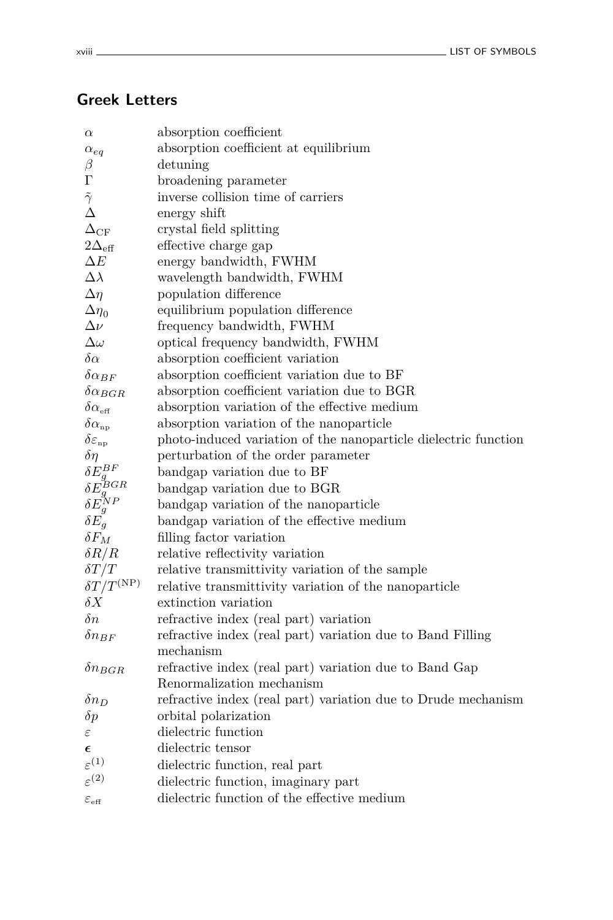## Greek Letters

| | |
|---|---|
| $\alpha$ | absorption coefficient |
| $\alpha_{eq}$ | absorption coefficient at equilibrium |
| $\beta$ | detuning |
| $\Gamma$ | broadening parameter |
| $\tilde{\gamma}$ | inverse collision time of carriers |
| $\Delta$ | energy shift |
| $\Delta_{\mathrm{CF}}$ | crystal field splitting |
| $2\Delta_{\mathrm{eff}}$ | effective charge gap |
| $\Delta E$ | energy bandwidth, FWHM |
| $\Delta\lambda$ | wavelength bandwidth, FWHM |
| $\Delta\eta$ | population difference |
| $\Delta\eta_0$ | equilibrium population difference |
| $\Delta\nu$ | frequency bandwidth, FWHM |
| $\Delta\omega$ | optical frequency bandwidth, FWHM |
| $\delta\alpha$ | absorption coefficient variation |
| $\delta\alpha_{BF}$ | absorption coefficient variation due to BF |
| $\delta\alpha_{BGR}$ | absorption coefficient variation due to BGR |
| $\delta\alpha_{\mathrm{eff}}$ | absorption variation of the effective medium |
| $\delta\alpha_{\mathrm{np}}$ | absorption variation of the nanoparticle |
| $\delta\varepsilon_{\mathrm{np}}$ | photo-induced variation of the nanoparticle dielectric function |
| $\delta\eta$ | perturbation of the order parameter |
| $\delta E_g^{BF}$ | bandgap variation due to BF |
| $\delta E_g^{BGR}$ | bandgap variation due to BGR |
| $\delta E_g^{NP}$ | bandgap variation of the nanoparticle |
| $\delta E_g$ | bandgap variation of the effective medium |
| $\delta F_M$ | filling factor variation |
| $\delta R/R$ | relative reflectivity variation |
| $\delta T/T$ | relative transmittivity variation of the sample |
| $\delta T/T^{(\mathrm{NP})}$ | relative transmittivity variation of the nanoparticle |
| $\delta X$ | extinction variation |
| $\delta n$ | refractive index (real part) variation |
| $\delta n_{BF}$ | refractive index (real part) variation due to Band Filling mechanism |
| $\delta n_{BGR}$ | refractive index (real part) variation due to Band Gap Renormalization mechanism |
| $\delta n_D$ | refractive index (real part) variation due to Drude mechanism |
| $\delta p$ | orbital polarization |
| $\varepsilon$ | dielectric function |
| $\boldsymbol{\epsilon}$ | dielectric tensor |
| $\varepsilon^{(1)}$ | dielectric function, real part |
| $\varepsilon^{(2)}$ | dielectric function, imaginary part |
| $\varepsilon_{\mathrm{eff}}$ | dielectric function of the effective medium |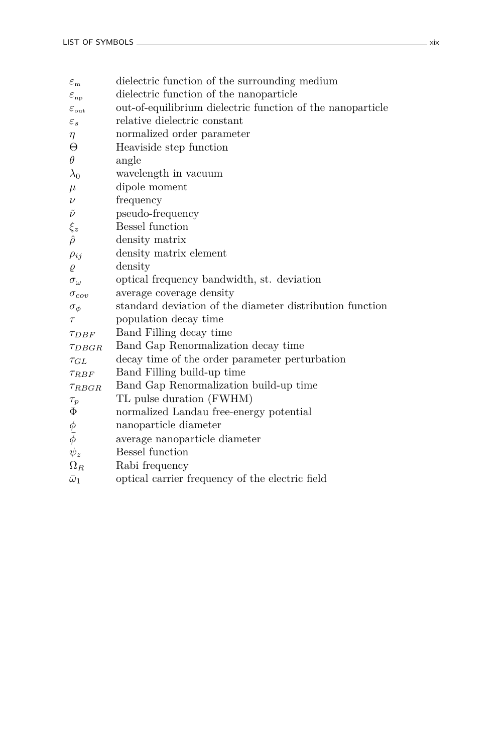| | |
|---|---|
| $\varepsilon_{\text{m}}$ | dielectric function of the surrounding medium |
| $\varepsilon_{\text{np}}$ | dielectric function of the nanoparticle |
| $\varepsilon_{\text{out}}$ | out-of-equilibrium dielectric function of the nanoparticle |
| $\varepsilon_s$ | relative dielectric constant |
| $\eta$ | normalized order parameter |
| $\Theta$ | Heaviside step function |
| $\theta$ | angle |
| $\lambda_0$ | wavelength in vacuum |
| $\mu$ | dipole moment |
| $\nu$ | frequency |
| $\tilde{\nu}$ | pseudo-frequency |
| $\xi_z$ | Bessel function |
| $\hat{\rho}$ | density matrix |
| $\rho_{ij}$ | density matrix element |
| $\varrho$ | density |
| $\sigma_\omega$ | optical frequency bandwidth, st. deviation |
| $\sigma_{cov}$ | average coverage density |
| $\sigma_\phi$ | standard deviation of the diameter distribution function |
| $\tau$ | population decay time |
| $\tau_{DBF}$ | Band Filling decay time |
| $\tau_{DBGR}$ | Band Gap Renormalization decay time |
| $\tau_{GL}$ | decay time of the order parameter perturbation |
| $\tau_{RBF}$ | Band Filling build-up time |
| $\tau_{RBGR}$ | Band Gap Renormalization build-up time |
| $\tau_p$ | TL pulse duration (FWHM) |
| $\Phi$ | normalized Landau free-energy potential |
| $\phi$ | nanoparticle diameter |
| $\bar{\phi}$ | average nanoparticle diameter |
| $\psi_z$ | Bessel function |
| $\Omega_R$ | Rabi frequency |
| $\bar{\omega}_1$ | optical carrier frequency of the electric field |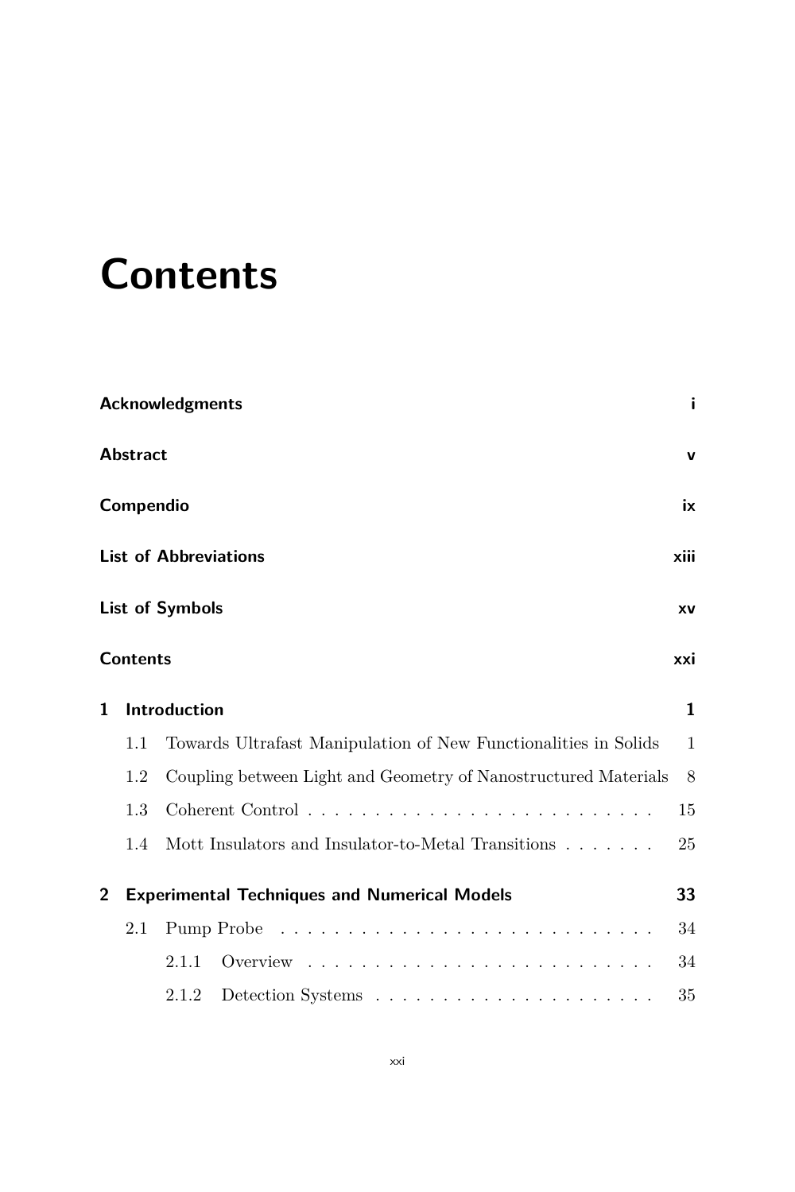# Contents

**Acknowledgments** **i**

**Abstract** **v**

**Compendio** **ix**

**List of Abbreviations** **xiii**

**List of Symbols** **xv**

**Contents** **xxi**

**1 Introduction** **1**

- 1.1 Towards Ultrafast Manipulation of New Functionalities in Solids 1
- 1.2 Coupling between Light and Geometry of Nanostructured Materials 8
- 1.3 Coherent Control . . . . . . . . . . . . . . . . . . . . . . . . . 15
- 1.4 Mott Insulators and Insulator-to-Metal Transitions . . . . . . . 25

**2 Experimental Techniques and Numerical Models** **33**

- 2.1 Pump Probe . . . . . . . . . . . . . . . . . . . . . . . . . . . . 34
  - 2.1.1 Overview . . . . . . . . . . . . . . . . . . . . . . . . 34
  - 2.1.2 Detection Systems . . . . . . . . . . . . . . . . . . . 35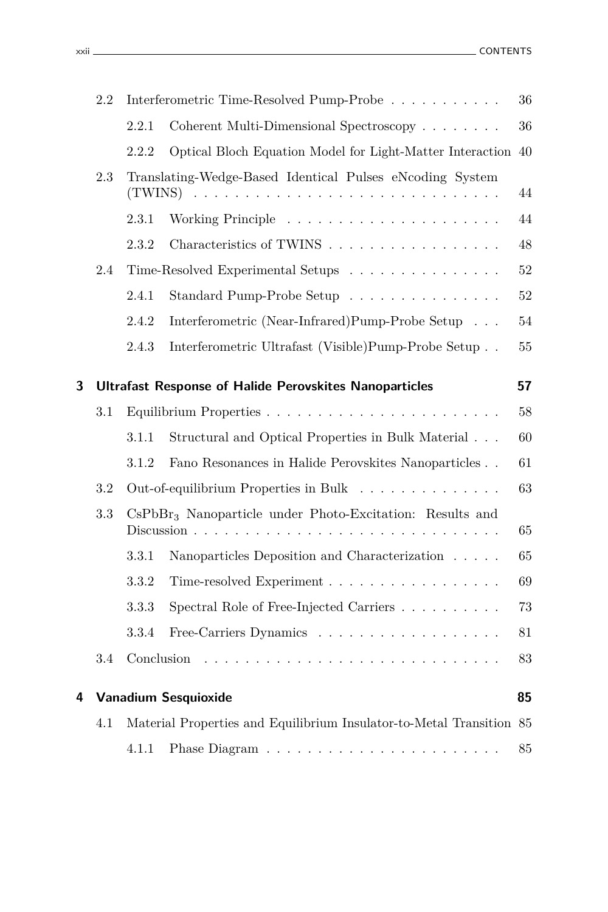2.2 Interferometric Time-Resolved Pump-Probe . . . . . . . . . . . 36

2.2.1 Coherent Multi-Dimensional Spectroscopy . . . . . . . . 36

2.2.2 Optical Bloch Equation Model for Light-Matter Interaction 40

2.3 Translating-Wedge-Based Identical Pulses eNcoding System (TWINS) . . . . . . . . . . . . . . . . . . . . . . . . . . . . . . 44

2.3.1 Working Principle . . . . . . . . . . . . . . . . . . . . . 44

2.3.2 Characteristics of TWINS . . . . . . . . . . . . . . . . . 48

2.4 Time-Resolved Experimental Setups . . . . . . . . . . . . . . . 52

2.4.1 Standard Pump-Probe Setup . . . . . . . . . . . . . . . 52

2.4.2 Interferometric (Near-Infrared)Pump-Probe Setup . . . 54

2.4.3 Interferometric Ultrafast (Visible)Pump-Probe Setup . . 55

**3 Ultrafast Response of Halide Perovskites Nanoparticles 57**

3.1 Equilibrium Properties . . . . . . . . . . . . . . . . . . . . . . . 58

3.1.1 Structural and Optical Properties in Bulk Material . . . 60

3.1.2 Fano Resonances in Halide Perovskites Nanoparticles . . 61

3.2 Out-of-equilibrium Properties in Bulk . . . . . . . . . . . . . . 63

3.3 $CsPbBr_3$ Nanoparticle under Photo-Excitation: Results and Discussion . . . . . . . . . . . . . . . . . . . . . . . . . . . . . . 65

3.3.1 Nanoparticles Deposition and Characterization . . . . . 65

3.3.2 Time-resolved Experiment . . . . . . . . . . . . . . . . . 69

3.3.3 Spectral Role of Free-Injected Carriers . . . . . . . . . . 73

3.3.4 Free-Carriers Dynamics . . . . . . . . . . . . . . . . . . 81

3.4 Conclusion . . . . . . . . . . . . . . . . . . . . . . . . . . . . . 83

**4 Vanadium Sesquioxide 85**

4.1 Material Properties and Equilibrium Insulator-to-Metal Transition 85

4.1.1 Phase Diagram . . . . . . . . . . . . . . . . . . . . . . . 85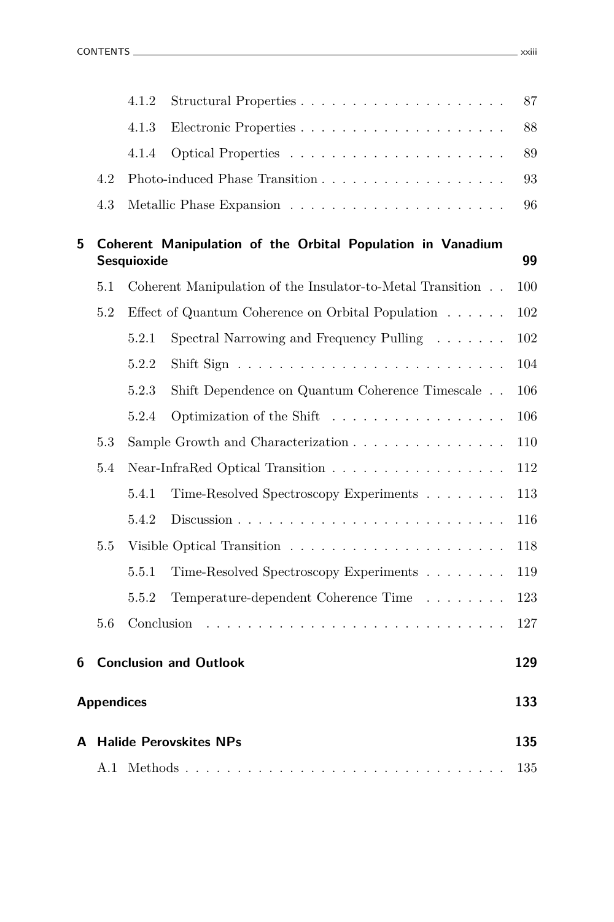4.1.2 Structural Properties . . . . . . . . . . . . . . . . . . . . 87

4.1.3 Electronic Properties . . . . . . . . . . . . . . . . . . . . 88

4.1.4 Optical Properties . . . . . . . . . . . . . . . . . . . . . 89

4.2 Photo-induced Phase Transition . . . . . . . . . . . . . . . . . . 93

4.3 Metallic Phase Expansion . . . . . . . . . . . . . . . . . . . . . 96

**5 Coherent Manipulation of the Orbital Population in Vanadium Sesquioxide 99**

5.1 Coherent Manipulation of the Insulator-to-Metal Transition . . 100

5.2 Effect of Quantum Coherence on Orbital Population . . . . . . 102

5.2.1 Spectral Narrowing and Frequency Pulling . . . . . . . 102

5.2.2 Shift Sign . . . . . . . . . . . . . . . . . . . . . . . . . 104

5.2.3 Shift Dependence on Quantum Coherence Timescale . . 106

5.2.4 Optimization of the Shift . . . . . . . . . . . . . . . . . 106

5.3 Sample Growth and Characterization . . . . . . . . . . . . . . . 110

5.4 Near-InfraRed Optical Transition . . . . . . . . . . . . . . . . . 112

5.4.1 Time-Resolved Spectroscopy Experiments . . . . . . . . 113

5.4.2 Discussion . . . . . . . . . . . . . . . . . . . . . . . . . 116

5.5 Visible Optical Transition . . . . . . . . . . . . . . . . . . . . . 118

5.5.1 Time-Resolved Spectroscopy Experiments . . . . . . . . 119

5.5.2 Temperature-dependent Coherence Time . . . . . . . . 123

5.6 Conclusion . . . . . . . . . . . . . . . . . . . . . . . . . . . . 127

**6 Conclusion and Outlook 129**

**Appendices 133**

**A Halide Perovskites NPs 135**

A.1 Methods . . . . . . . . . . . . . . . . . . . . . . . . . . . . . . 135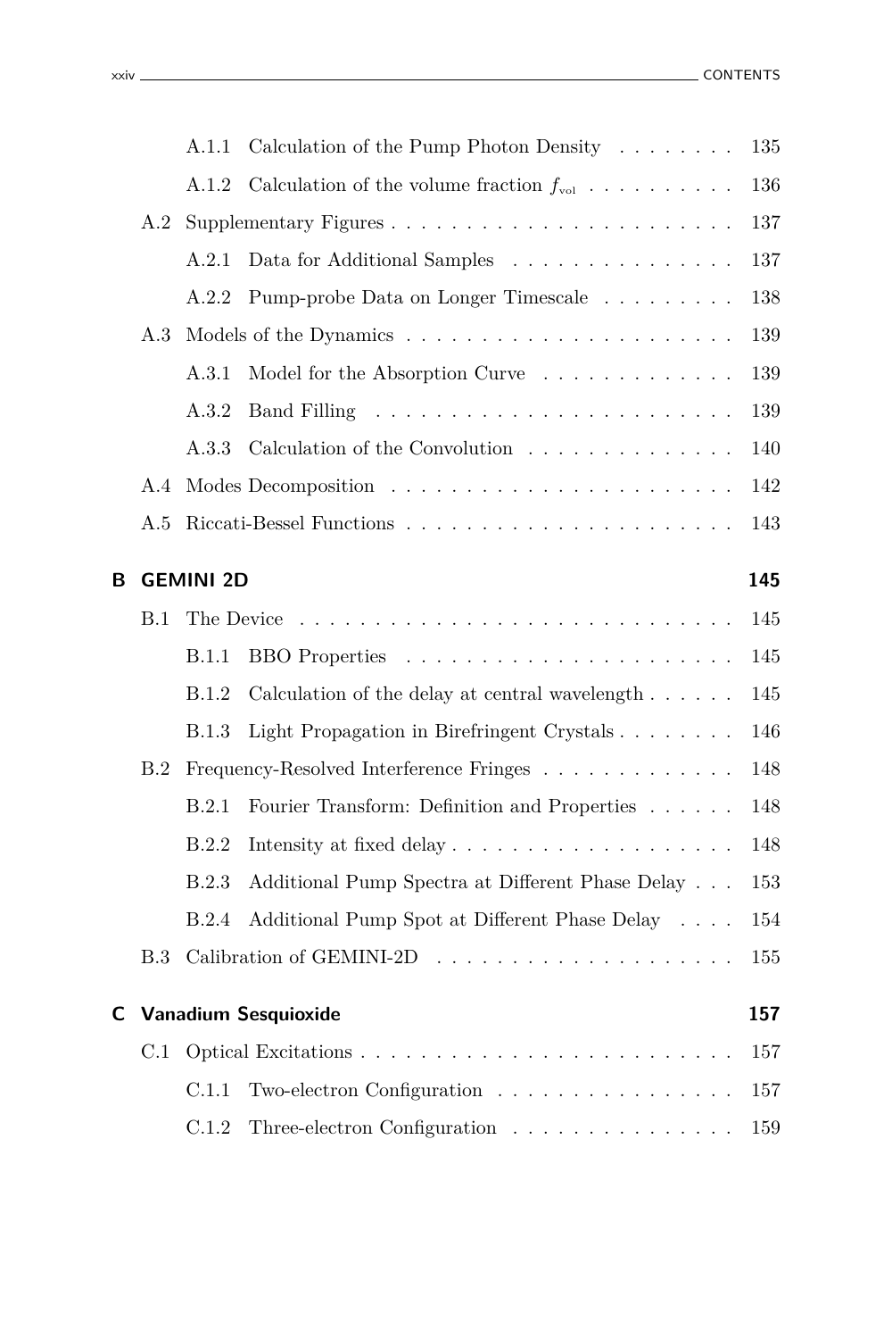A.1.1 Calculation of the Pump Photon Density . . . . . . . . 135

A.1.2 Calculation of the volume fraction $f_{\mathrm{vol}}$ . . . . . . . . . . 136

A.2 Supplementary Figures . . . . . . . . . . . . . . . . . . . . . . . 137

A.2.1 Data for Additional Samples . . . . . . . . . . . . . . . 137

A.2.2 Pump-probe Data on Longer Timescale . . . . . . . . . 138

A.3 Models of the Dynamics . . . . . . . . . . . . . . . . . . . . . . 139

A.3.1 Model for the Absorption Curve . . . . . . . . . . . . . 139

A.3.2 Band Filling . . . . . . . . . . . . . . . . . . . . . . . . 139

A.3.3 Calculation of the Convolution . . . . . . . . . . . . . . 140

A.4 Modes Decomposition . . . . . . . . . . . . . . . . . . . . . . . 142

A.5 Riccati-Bessel Functions . . . . . . . . . . . . . . . . . . . . . . 143

**B GEMINI 2D** **145**

B.1 The Device . . . . . . . . . . . . . . . . . . . . . . . . . . . . . 145

B.1.1 BBO Properties . . . . . . . . . . . . . . . . . . . . . . 145

B.1.2 Calculation of the delay at central wavelength . . . . . . 145

B.1.3 Light Propagation in Birefringent Crystals . . . . . . . . 146

B.2 Frequency-Resolved Interference Fringes . . . . . . . . . . . . . 148

B.2.1 Fourier Transform: Definition and Properties . . . . . . 148

B.2.2 Intensity at fixed delay . . . . . . . . . . . . . . . . . . . 148

B.2.3 Additional Pump Spectra at Different Phase Delay . . . 153

B.2.4 Additional Pump Spot at Different Phase Delay . . . . 154

B.3 Calibration of GEMINI-2D . . . . . . . . . . . . . . . . . . . . 155

**C Vanadium Sesquioxide** **157**

C.1 Optical Excitations . . . . . . . . . . . . . . . . . . . . . . . . . 157

C.1.1 Two-electron Configuration . . . . . . . . . . . . . . . . 157

C.1.2 Three-electron Configuration . . . . . . . . . . . . . . . 159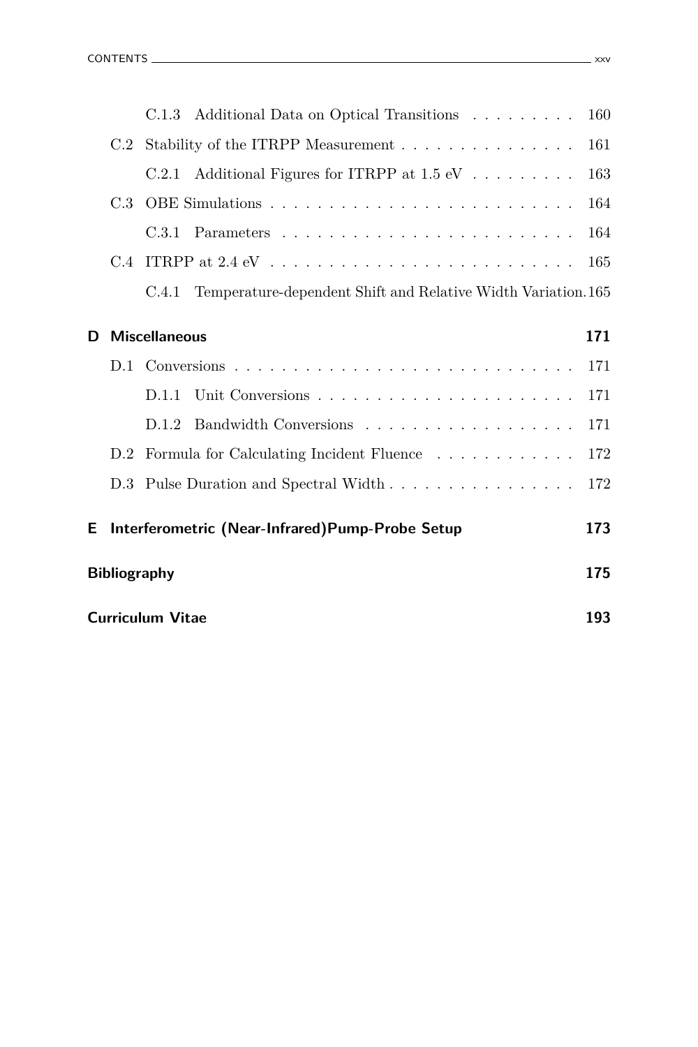C.1.3 Additional Data on Optical Transitions . . . . . . . . . 160

C.2 Stability of the ITRPP Measurement . . . . . . . . . . . . . . . 161

C.2.1 Additional Figures for ITRPP at 1.5 eV . . . . . . . . . 163

C.3 OBE Simulations . . . . . . . . . . . . . . . . . . . . . . . . . 164

C.3.1 Parameters . . . . . . . . . . . . . . . . . . . . . . . . 164

C.4 ITRPP at 2.4 eV . . . . . . . . . . . . . . . . . . . . . . . . . 165

C.4.1 Temperature-dependent Shift and Relative Width Variation. 165

**D Miscellaneous** **171**

D.1 Conversions . . . . . . . . . . . . . . . . . . . . . . . . . . . . 171

D.1.1 Unit Conversions . . . . . . . . . . . . . . . . . . . . . 171

D.1.2 Bandwidth Conversions . . . . . . . . . . . . . . . . . . 171

D.2 Formula for Calculating Incident Fluence . . . . . . . . . . . . 172

D.3 Pulse Duration and Spectral Width . . . . . . . . . . . . . . . . 172

**E Interferometric (Near-Infrared)Pump-Probe Setup** **173**

**Bibliography** **175**

**Curriculum Vitae** **193**